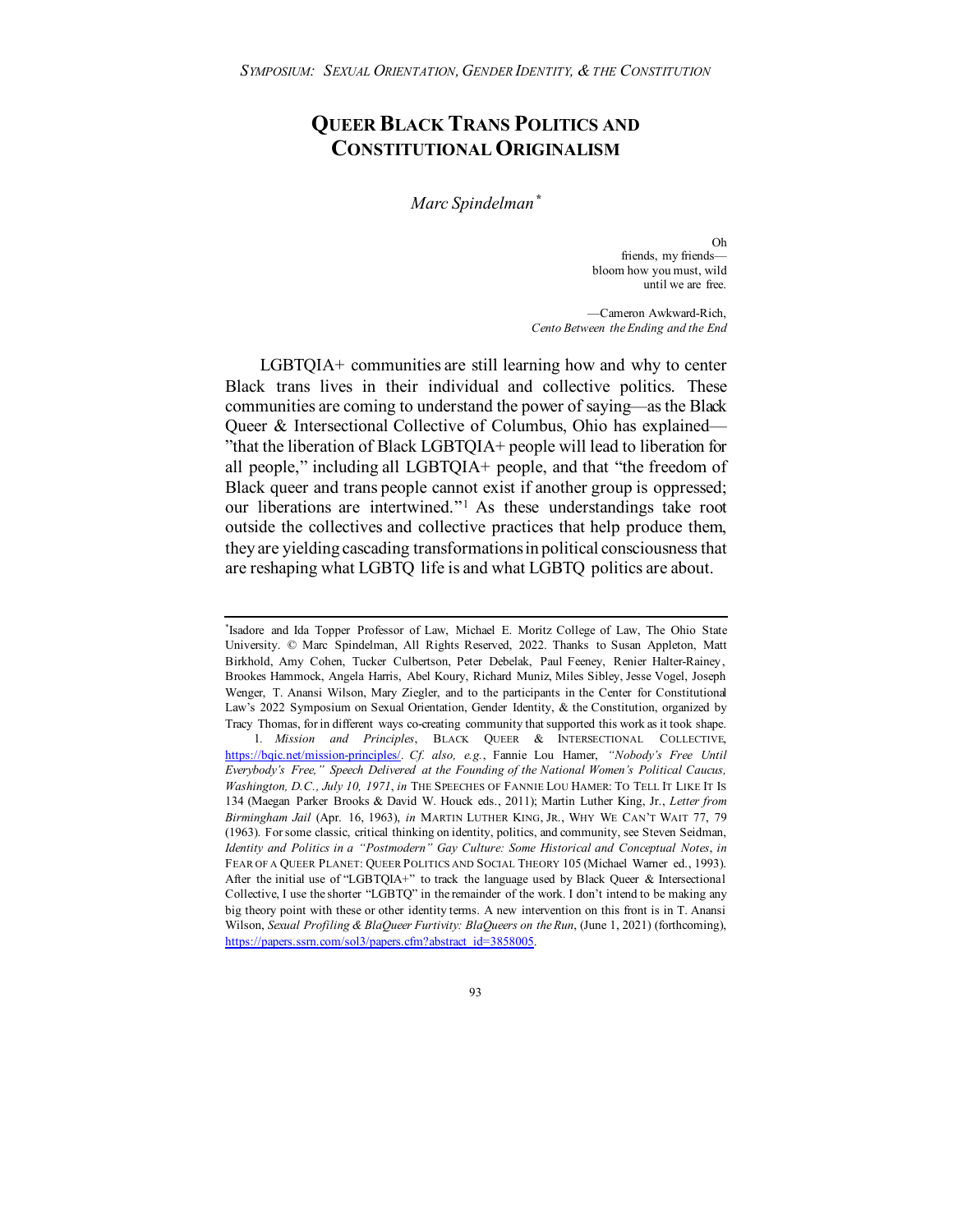# Queer Black Trans Politics and Constitutional Originalism

*Marc Spindelman*[*]

> Oh
> friends, my friends—
> bloom how you must, wild
> until we are free.
>
> —Cameron Awkward-Rich,
> *Cento Between the Ending and the End*

LGBTQIA+ communities are still learning how and why to center Black trans lives in their individual and collective politics. These communities are coming to understand the power of saying—as the Black Queer & Intersectional Collective of Columbus, Ohio has explained—"that the liberation of Black LGBTQIA+ people will lead to liberation for all people," including all LGBTQIA+ people, and that "the freedom of Black queer and trans people cannot exist if another group is oppressed; our liberations are intertwined."[1] As these understandings take root outside the collectives and collective practices that help produce them, they are yielding cascading transformations in political consciousness that are reshaping what LGBTQ life is and what LGBTQ politics are about.

---

[*] Isadore and Ida Topper Professor of Law, Michael E. Moritz College of Law, The Ohio State University. © Marc Spindelman, All Rights Reserved, 2022. Thanks to Susan Appleton, Matt Birkhold, Amy Cohen, Tucker Culbertson, Peter Debelak, Paul Feeney, Renier Halter-Rainey, Brookes Hammock, Angela Harris, Abel Koury, Richard Muniz, Miles Sibley, Jesse Vogel, Joseph Wenger, T. Anansi Wilson, Mary Ziegler, and to the participants in the Center for Constitutional Law's 2022 Symposium on Sexual Orientation, Gender Identity, & the Constitution, organized by Tracy Thomas, for in different ways co-creating community that supported this work as it took shape.

1. *Mission and Principles*, BLACK QUEER & INTERSECTIONAL COLLECTIVE, https://bqic.net/mission-principles/. *Cf. also, e.g.*, Fannie Lou Hamer, *"Nobody's Free Until Everybody's Free," Speech Delivered at the Founding of the National Women's Political Caucus, Washington, D.C., July 10, 1971*, *in* THE SPEECHES OF FANNIE LOU HAMER: TO TELL IT LIKE IT IS 134 (Maegan Parker Brooks & David W. Houck eds., 2011); Martin Luther King, Jr., *Letter from Birmingham Jail* (Apr. 16, 1963), *in* MARTIN LUTHER KING, JR., WHY WE CAN'T WAIT 77, 79 (1963). For some classic, critical thinking on identity, politics, and community, see Steven Seidman, *Identity and Politics in a "Postmodern" Gay Culture: Some Historical and Conceptual Notes*, *in* FEAR OF A QUEER PLANET: QUEER POLITICS AND SOCIAL THEORY 105 (Michael Warner ed., 1993). After the initial use of "LGBTQIA+" to track the language used by Black Queer & Intersectional Collective, I use the shorter "LGBTQ" in the remainder of the work. I don't intend to be making any big theory point with these or other identity terms. A new intervention on this front is in T. Anansi Wilson, *Sexual Profiling & BlaQueer Furtivity: BlaQueers on the Run*, (June 1, 2021) (forthcoming), https://papers.ssrn.com/sol3/papers.cfm?abstract_id=3858005.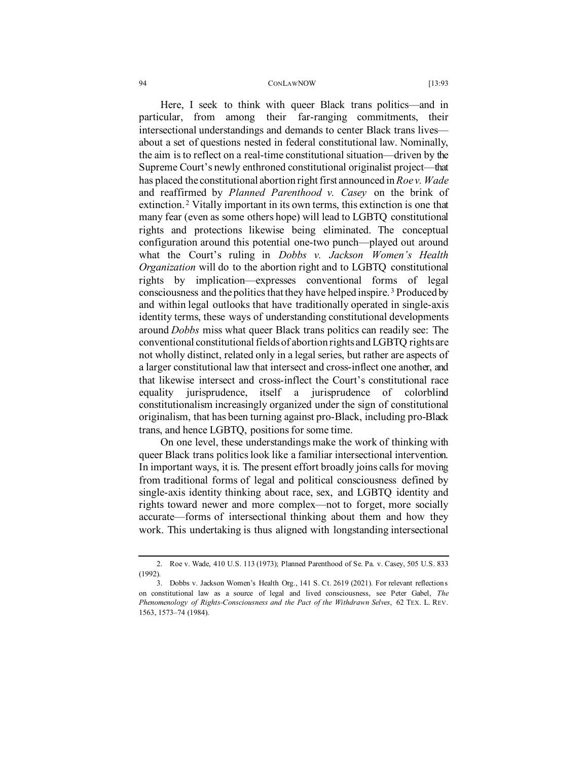Here, I seek to think with queer Black trans politics—and in particular, from among their far-ranging commitments, their intersectional understandings and demands to center Black trans lives—about a set of questions nested in federal constitutional law. Nominally, the aim is to reflect on a real-time constitutional situation—driven by the Supreme Court's newly enthroned constitutional originalist project—that has placed the constitutional abortion right first announced in *Roe v. Wade* and reaffirmed by *Planned Parenthood v. Casey* on the brink of extinction.[2] Vitally important in its own terms, this extinction is one that many fear (even as some others hope) will lead to LGBTQ constitutional rights and protections likewise being eliminated. The conceptual configuration around this potential one-two punch—played out around what the Court's ruling in *Dobbs v. Jackson Women's Health Organization* will do to the abortion right and to LGBTQ constitutional rights by implication—expresses conventional forms of legal consciousness and the politics that they have helped inspire.[3] Produced by and within legal outlooks that have traditionally operated in single-axis identity terms, these ways of understanding constitutional developments around *Dobbs* miss what queer Black trans politics can readily see: The conventional constitutional fields of abortion rights and LGBTQ rights are not wholly distinct, related only in a legal series, but rather are aspects of a larger constitutional law that intersect and cross-inflect one another, and that likewise intersect and cross-inflect the Court's constitutional race equality jurisprudence, itself a jurisprudence of colorblind constitutionalism increasingly organized under the sign of constitutional originalism, that has been turning against pro-Black, including pro-Black trans, and hence LGBTQ, positions for some time.

On one level, these understandings make the work of thinking with queer Black trans politics look like a familiar intersectional intervention. In important ways, it is. The present effort broadly joins calls for moving from traditional forms of legal and political consciousness defined by single-axis identity thinking about race, sex, and LGBTQ identity and rights toward newer and more complex—not to forget, more socially accurate—forms of intersectional thinking about them and how they work. This undertaking is thus aligned with longstanding intersectional

2. Roe v. Wade, 410 U.S. 113 (1973); Planned Parenthood of Se. Pa. v. Casey, 505 U.S. 833 (1992).

3. Dobbs v. Jackson Women's Health Org., 141 S. Ct. 2619 (2021). For relevant reflections on constitutional law as a source of legal and lived consciousness, see Peter Gabel, *The Phenomenology of Rights-Consciousness and the Pact of the Withdrawn Selves*, 62 TEX. L. REV. 1563, 1573–74 (1984).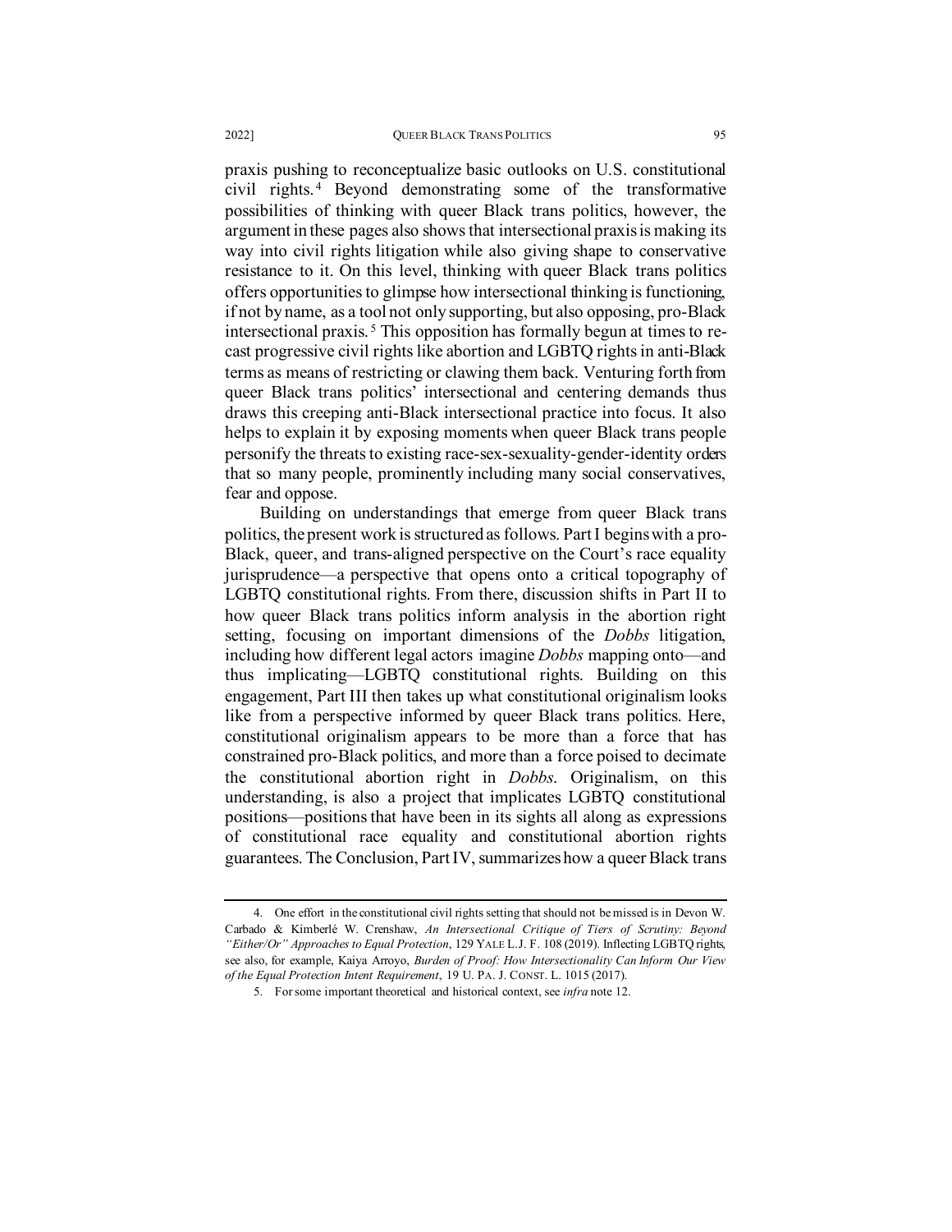praxis pushing to reconceptualize basic outlooks on U.S. constitutional civil rights.[4] Beyond demonstrating some of the transformative possibilities of thinking with queer Black trans politics, however, the argument in these pages also shows that intersectional praxis is making its way into civil rights litigation while also giving shape to conservative resistance to it. On this level, thinking with queer Black trans politics offers opportunities to glimpse how intersectional thinking is functioning, if not by name, as a tool not only supporting, but also opposing, pro-Black intersectional praxis.[5] This opposition has formally begun at times to recast progressive civil rights like abortion and LGBTQ rights in anti-Black terms as means of restricting or clawing them back. Venturing forth from queer Black trans politics' intersectional and centering demands thus draws this creeping anti-Black intersectional practice into focus. It also helps to explain it by exposing moments when queer Black trans people personify the threats to existing race-sex-sexuality-gender-identity orders that so many people, prominently including many social conservatives, fear and oppose.

Building on understandings that emerge from queer Black trans politics, the present work is structured as follows. Part I begins with a pro-Black, queer, and trans-aligned perspective on the Court's race equality jurisprudence—a perspective that opens onto a critical topography of LGBTQ constitutional rights. From there, discussion shifts in Part II to how queer Black trans politics inform analysis in the abortion right setting, focusing on important dimensions of the *Dobbs* litigation, including how different legal actors imagine *Dobbs* mapping onto—and thus implicating—LGBTQ constitutional rights. Building on this engagement, Part III then takes up what constitutional originalism looks like from a perspective informed by queer Black trans politics. Here, constitutional originalism appears to be more than a force that has constrained pro-Black politics, and more than a force poised to decimate the constitutional abortion right in *Dobbs*. Originalism, on this understanding, is also a project that implicates LGBTQ constitutional positions—positions that have been in its sights all along as expressions of constitutional race equality and constitutional abortion rights guarantees. The Conclusion, Part IV, summarizes how a queer Black trans

---

4. One effort in the constitutional civil rights setting that should not be missed is in Devon W. Carbado & Kimberlé W. Crenshaw, *An Intersectional Critique of Tiers of Scrutiny: Beyond "Either/Or" Approaches to Equal Protection*, 129 YALE L.J. F. 108 (2019). Inflecting LGBTQ rights, see also, for example, Kaiya Arroyo, *Burden of Proof: How Intersectionality Can Inform Our View of the Equal Protection Intent Requirement*, 19 U. PA. J. CONST. L. 1015 (2017).

5. For some important theoretical and historical context, see *infra* note 12.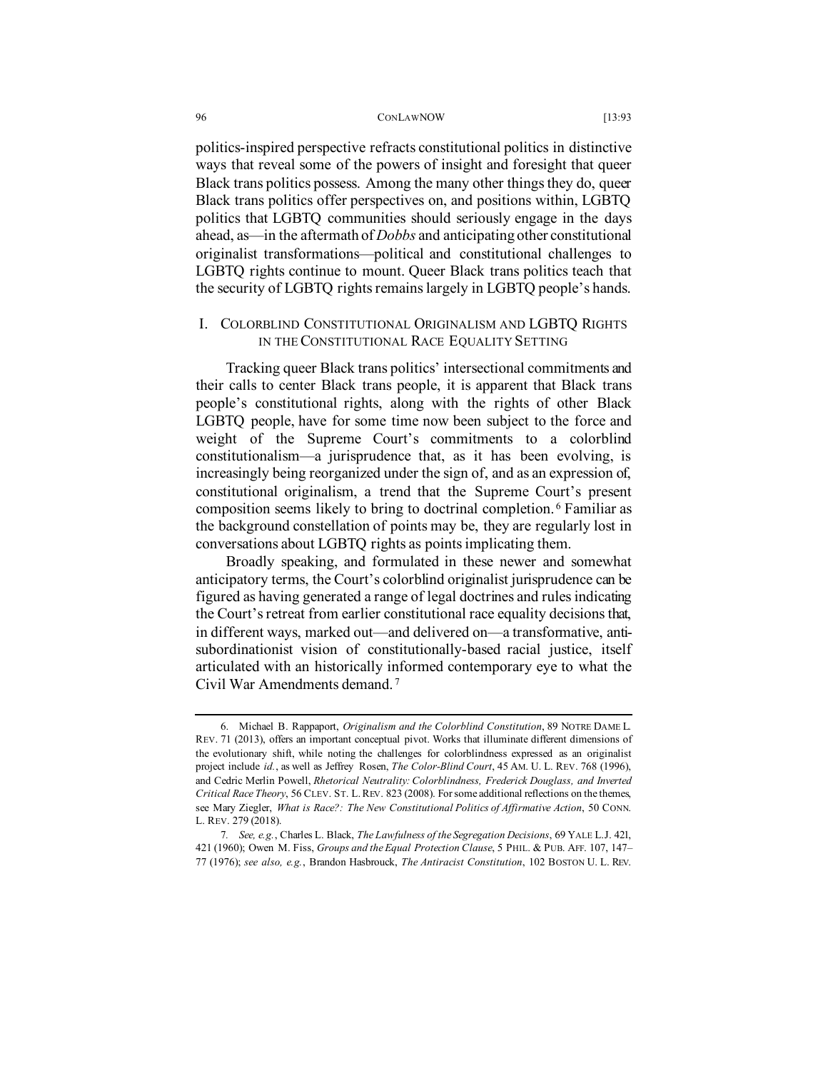politics-inspired perspective refracts constitutional politics in distinctive ways that reveal some of the powers of insight and foresight that queer Black trans politics possess. Among the many other things they do, queer Black trans politics offer perspectives on, and positions within, LGBTQ politics that LGBTQ communities should seriously engage in the days ahead, as—in the aftermath of *Dobbs* and anticipating other constitutional originalist transformations—political and constitutional challenges to LGBTQ rights continue to mount. Queer Black trans politics teach that the security of LGBTQ rights remains largely in LGBTQ people's hands.

## I. COLORBLIND CONSTITUTIONAL ORIGINALISM AND LGBTQ RIGHTS IN THE CONSTITUTIONAL RACE EQUALITY SETTING

Tracking queer Black trans politics' intersectional commitments and their calls to center Black trans people, it is apparent that Black trans people's constitutional rights, along with the rights of other Black LGBTQ people, have for some time now been subject to the force and weight of the Supreme Court's commitments to a colorblind constitutionalism—a jurisprudence that, as it has been evolving, is increasingly being reorganized under the sign of, and as an expression of, constitutional originalism, a trend that the Supreme Court's present composition seems likely to bring to doctrinal completion.[6] Familiar as the background constellation of points may be, they are regularly lost in conversations about LGBTQ rights as points implicating them.

Broadly speaking, and formulated in these newer and somewhat anticipatory terms, the Court's colorblind originalist jurisprudence can be figured as having generated a range of legal doctrines and rules indicating the Court's retreat from earlier constitutional race equality decisions that, in different ways, marked out—and delivered on—a transformative, anti-subordinationist vision of constitutionally-based racial justice, itself articulated with an historically informed contemporary eye to what the Civil War Amendments demand.[7]

---

6. Michael B. Rappaport, *Originalism and the Colorblind Constitution*, 89 NOTRE DAME L. REV. 71 (2013), offers an important conceptual pivot. Works that illuminate different dimensions of the evolutionary shift, while noting the challenges for colorblindness expressed as an originalist project include *id.*, as well as Jeffrey Rosen, *The Color-Blind Court*, 45 AM. U. L. REV. 768 (1996), and Cedric Merlin Powell, *Rhetorical Neutrality: Colorblindness, Frederick Douglass, and Inverted Critical Race Theory*, 56 CLEV. ST. L. REV. 823 (2008). For some additional reflections on the themes, see Mary Ziegler, *What is Race?: The New Constitutional Politics of Affirmative Action*, 50 CONN. L. REV. 279 (2018).

7. *See, e.g.*, Charles L. Black, *The Lawfulness of the Segregation Decisions*, 69 YALE L.J. 421, 421 (1960); Owen M. Fiss, *Groups and the Equal Protection Clause*, 5 PHIL. & PUB. AFF. 107, 147–77 (1976); *see also, e.g.*, Brandon Hasbrouck, *The Antiracist Constitution*, 102 BOSTON U. L. REV.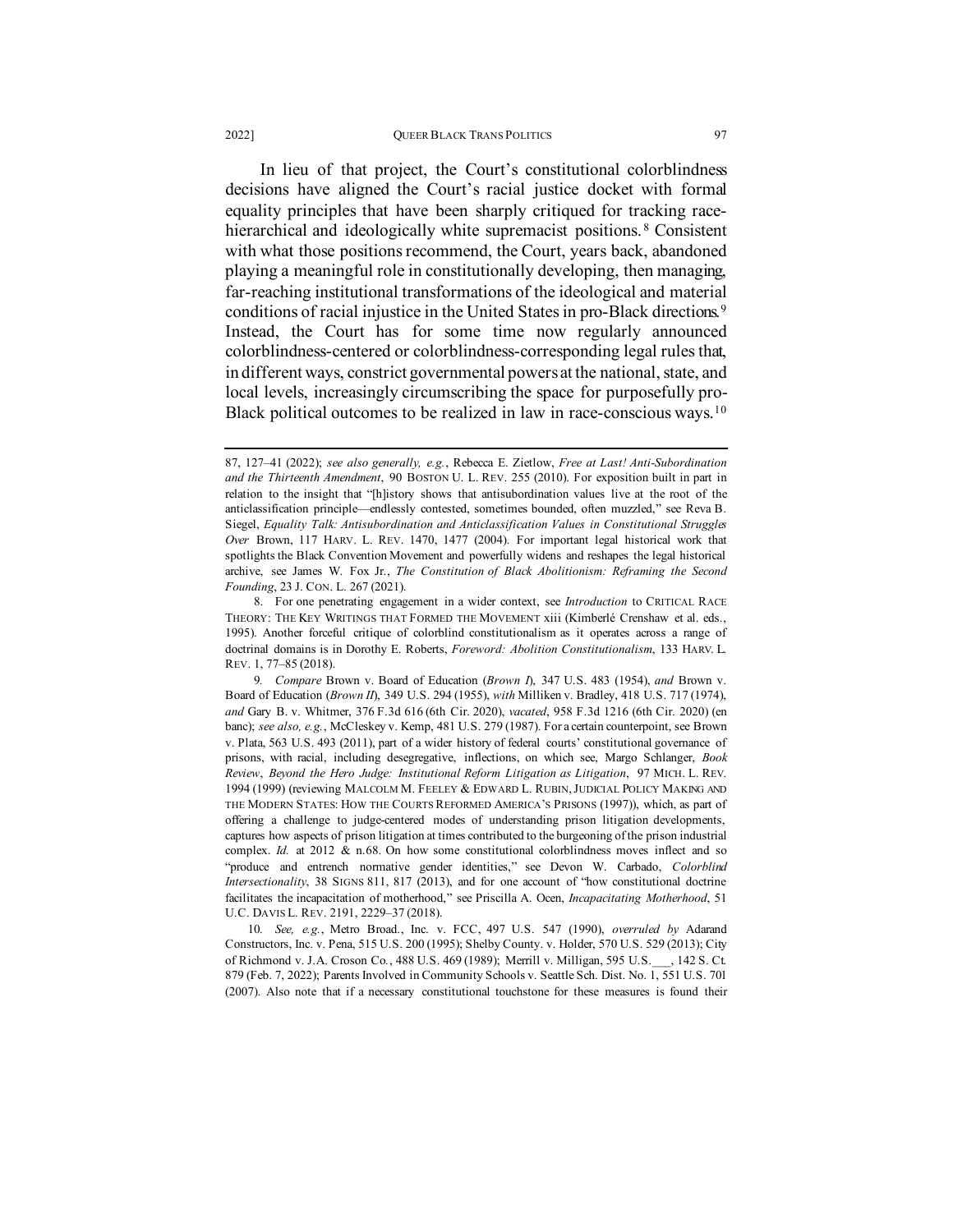In lieu of that project, the Court's constitutional colorblindness decisions have aligned the Court's racial justice docket with formal equality principles that have been sharply critiqued for tracking race-hierarchical and ideologically white supremacist positions.[8] Consistent with what those positions recommend, the Court, years back, abandoned playing a meaningful role in constitutionally developing, then managing, far-reaching institutional transformations of the ideological and material conditions of racial injustice in the United States in pro-Black directions.[9] Instead, the Court has for some time now regularly announced colorblindness-centered or colorblindness-corresponding legal rules that, in different ways, constrict governmental powers at the national, state, and local levels, increasingly circumscribing the space for purposefully pro-Black political outcomes to be realized in law in race-conscious ways.[10]

---

87, 127–41 (2022); *see also generally, e.g.*, Rebecca E. Zietlow, *Free at Last! Anti-Subordination and the Thirteenth Amendment*, 90 BOSTON U. L. REV. 255 (2010). For exposition built in part in relation to the insight that "[h]istory shows that antisubordination values live at the root of the anticlassification principle—endlessly contested, sometimes bounded, often muzzled," see Reva B. Siegel, *Equality Talk: Antisubordination and Anticlassification Values in Constitutional Struggles Over* Brown, 117 HARV. L. REV. 1470, 1477 (2004). For important legal historical work that spotlights the Black Convention Movement and powerfully widens and reshapes the legal historical archive, see James W. Fox Jr., *The Constitution of Black Abolitionism: Reframing the Second Founding*, 23 J. CON. L. 267 (2021).

8. For one penetrating engagement in a wider context, see *Introduction* to CRITICAL RACE THEORY: THE KEY WRITINGS THAT FORMED THE MOVEMENT xiii (Kimberlé Crenshaw et al. eds., 1995). Another forceful critique of colorblind constitutionalism as it operates across a range of doctrinal domains is in Dorothy E. Roberts, *Foreword: Abolition Constitutionalism*, 133 HARV. L. REV. 1, 77–85 (2018).

9. *Compare* Brown v. Board of Education (*Brown I*), 347 U.S. 483 (1954), *and* Brown v. Board of Education (*Brown II*), 349 U.S. 294 (1955), *with* Milliken v. Bradley, 418 U.S. 717 (1974), *and* Gary B. v. Whitmer, 376 F.3d 616 (6th Cir. 2020), *vacated*, 958 F.3d 1216 (6th Cir. 2020) (en banc); *see also, e.g.*, McCleskey v. Kemp, 481 U.S. 279 (1987). For a certain counterpoint, see Brown v. Plata, 563 U.S. 493 (2011), part of a wider history of federal courts' constitutional governance of prisons, with racial, including desegregative, inflections, on which see, Margo Schlanger, *Book Review*, *Beyond the Hero Judge: Institutional Reform Litigation as Litigation*, 97 MICH. L. REV. 1994 (1999) (reviewing MALCOLM M. FEELEY & EDWARD L. RUBIN, JUDICIAL POLICY MAKING AND THE MODERN STATES: HOW THE COURTS REFORMED AMERICA'S PRISONS (1997)), which, as part of offering a challenge to judge-centered modes of understanding prison litigation developments, captures how aspects of prison litigation at times contributed to the burgeoning of the prison industrial complex. *Id.* at 2012 & n.68. On how some constitutional colorblindness moves inflect and so "produce and entrench normative gender identities," see Devon W. Carbado, *Colorblind Intersectionality*, 38 SIGNS 811, 817 (2013), and for one account of "how constitutional doctrine facilitates the incapacitation of motherhood," see Priscilla A. Ocen, *Incapacitating Motherhood*, 51 U.C. DAVIS L. REV. 2191, 2229–37 (2018).

10. *See, e.g.*, Metro Broad., Inc. v. FCC, 497 U.S. 547 (1990), *overruled by* Adarand Constructors, Inc. v. Pena, 515 U.S. 200 (1995); Shelby County. v. Holder, 570 U.S. 529 (2013); City of Richmond v. J.A. Croson Co., 488 U.S. 469 (1989); Merrill v. Milligan, 595 U.S. ___, 142 S. Ct. 879 (Feb. 7, 2022); Parents Involved in Community Schools v. Seattle Sch. Dist. No. 1, 551 U.S. 701 (2007). Also note that if a necessary constitutional touchstone for these measures is found their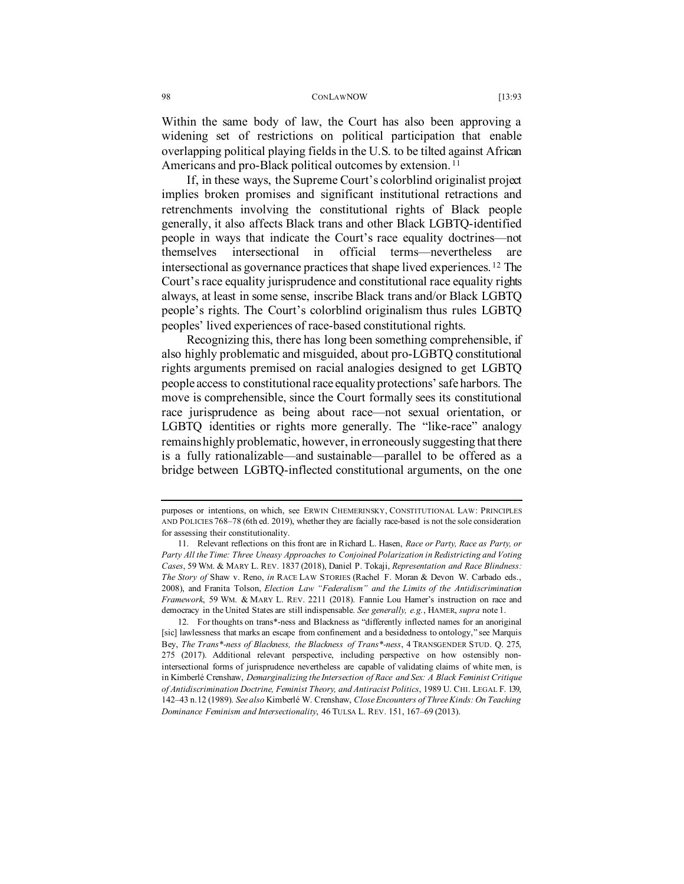Within the same body of law, the Court has also been approving a widening set of restrictions on political participation that enable overlapping political playing fields in the U.S. to be tilted against African Americans and pro-Black political outcomes by extension.[11]

If, in these ways, the Supreme Court's colorblind originalist project implies broken promises and significant institutional retractions and retrenchments involving the constitutional rights of Black people generally, it also affects Black trans and other Black LGBTQ-identified people in ways that indicate the Court's race equality doctrines—not themselves intersectional in official terms—nevertheless are intersectional as governance practices that shape lived experiences.[12] The Court's race equality jurisprudence and constitutional race equality rights always, at least in some sense, inscribe Black trans and/or Black LGBTQ people's rights. The Court's colorblind originalism thus rules LGBTQ peoples' lived experiences of race-based constitutional rights.

Recognizing this, there has long been something comprehensible, if also highly problematic and misguided, about pro-LGBTQ constitutional rights arguments premised on racial analogies designed to get LGBTQ people access to constitutional race equality protections' safe harbors. The move is comprehensible, since the Court formally sees its constitutional race jurisprudence as being about race—not sexual orientation, or LGBTQ identities or rights more generally. The "like-race" analogy remains highly problematic, however, in erroneously suggesting that there is a fully rationalizable—and sustainable—parallel to be offered as a bridge between LGBTQ-inflected constitutional arguments, on the one

---

purposes or intentions, on which, see ERWIN CHEMERINSKY, CONSTITUTIONAL LAW: PRINCIPLES AND POLICIES 768–78 (6th ed. 2019), whether they are facially race-based is not the sole consideration for assessing their constitutionality.

11. Relevant reflections on this front are in Richard L. Hasen, *Race or Party, Race as Party, or Party All the Time: Three Uneasy Approaches to Conjoined Polarization in Redistricting and Voting Cases*, 59 WM. & MARY L. REV. 1837 (2018), Daniel P. Tokaji, *Representation and Race Blindness: The Story of* Shaw v. Reno, *in* RACE LAW STORIES (Rachel F. Moran & Devon W. Carbado eds., 2008), and Franita Tolson, *Election Law "Federalism" and the Limits of the Antidiscrimination Framework*, 59 WM. & MARY L. REV. 2211 (2018). Fannie Lou Hamer's instruction on race and democracy in the United States are still indispensable. *See generally, e.g.*, HAMER, *supra* note 1.

12. For thoughts on trans*-ness and Blackness as "differently inflected names for an anoriginal [sic] lawlessness that marks an escape from confinement and a besidedness to ontology," see Marquis Bey, *The Trans*-ness of Blackness, the Blackness of Trans*-ness*, 4 TRANSGENDER STUD. Q. 275, 275 (2017). Additional relevant perspective, including perspective on how ostensibly non-intersectional forms of jurisprudence nevertheless are capable of validating claims of white men, is in Kimberlé Crenshaw, *Demarginalizing the Intersection of Race and Sex: A Black Feminist Critique of Antidiscrimination Doctrine, Feminist Theory, and Antiracist Politics*, 1989 U. CHI. LEGAL F. 139, 142–43 n.12 (1989). *See also* Kimberlé W. Crenshaw, *Close Encounters of Three Kinds: On Teaching Dominance Feminism and Intersectionality*, 46 TULSA L. REV. 151, 167–69 (2013).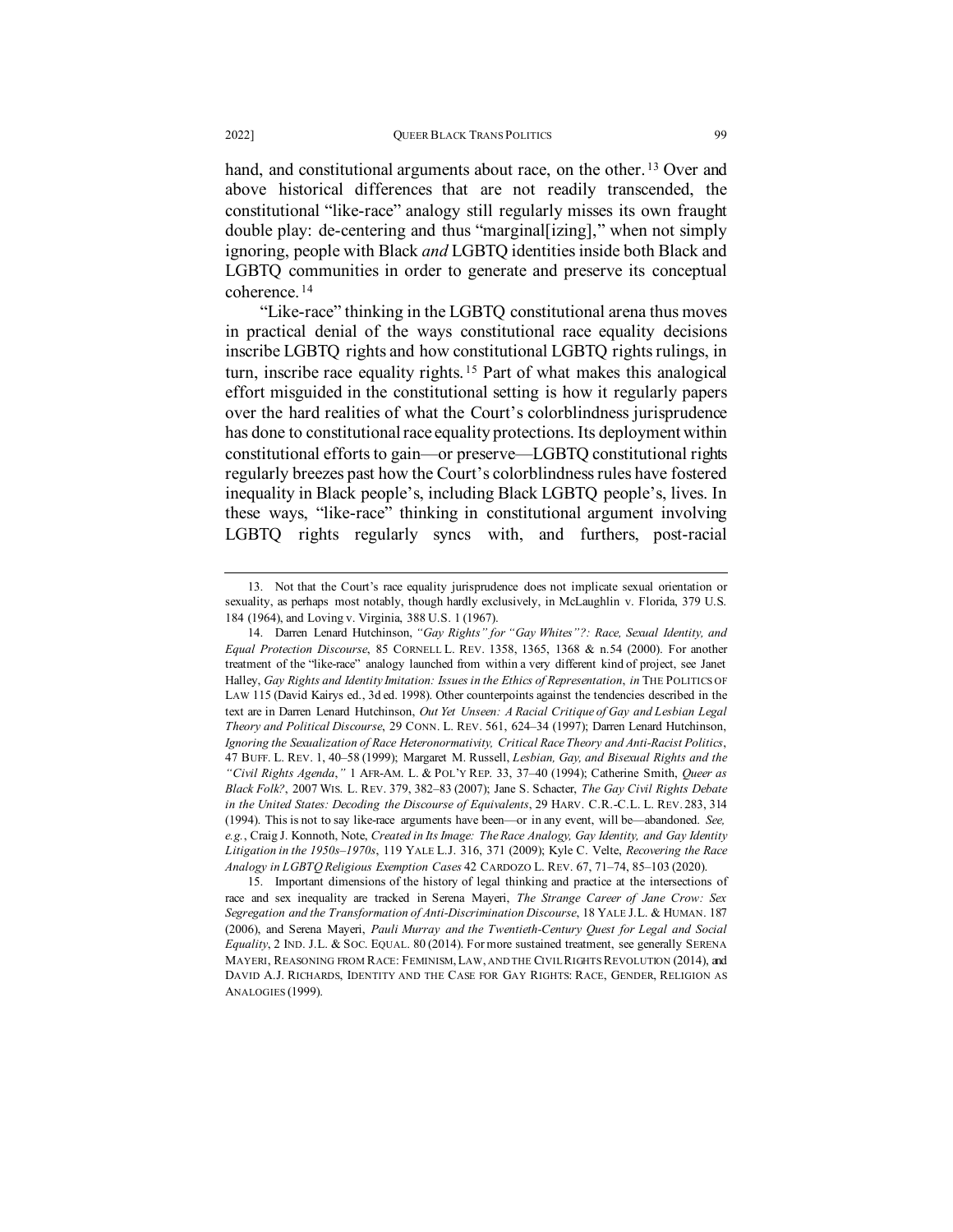hand, and constitutional arguments about race, on the other.[13] Over and above historical differences that are not readily transcended, the constitutional "like-race" analogy still regularly misses its own fraught double play: de-centering and thus "marginal[izing]," when not simply ignoring, people with Black *and* LGBTQ identities inside both Black and LGBTQ communities in order to generate and preserve its conceptual coherence.[14]

"Like-race" thinking in the LGBTQ constitutional arena thus moves in practical denial of the ways constitutional race equality decisions inscribe LGBTQ rights and how constitutional LGBTQ rights rulings, in turn, inscribe race equality rights.[15] Part of what makes this analogical effort misguided in the constitutional setting is how it regularly papers over the hard realities of what the Court's colorblindness jurisprudence has done to constitutional race equality protections. Its deployment within constitutional efforts to gain—or preserve—LGBTQ constitutional rights regularly breezes past how the Court's colorblindness rules have fostered inequality in Black people's, including Black LGBTQ people's, lives. In these ways, "like-race" thinking in constitutional argument involving LGBTQ rights regularly syncs with, and furthers, post-racial

---

13. Not that the Court's race equality jurisprudence does not implicate sexual orientation or sexuality, as perhaps most notably, though hardly exclusively, in McLaughlin v. Florida, 379 U.S. 184 (1964), and Loving v. Virginia, 388 U.S. 1 (1967).

14. Darren Lenard Hutchinson, *"Gay Rights" for "Gay Whites"?: Race, Sexual Identity, and Equal Protection Discourse*, 85 CORNELL L. REV. 1358, 1365, 1368 & n.54 (2000). For another treatment of the "like-race" analogy launched from within a very different kind of project, see Janet Halley, *Gay Rights and Identity Imitation: Issues in the Ethics of Representation*, *in* THE POLITICS OF LAW 115 (David Kairys ed., 3d ed. 1998). Other counterpoints against the tendencies described in the text are in Darren Lenard Hutchinson, *Out Yet Unseen: A Racial Critique of Gay and Lesbian Legal Theory and Political Discourse*, 29 CONN. L. REV. 561, 624–34 (1997); Darren Lenard Hutchinson, *Ignoring the Sexualization of Race Heteronormativity, Critical Race Theory and Anti-Racist Politics*, 47 BUFF. L. REV. 1, 40–58 (1999); Margaret M. Russell, *Lesbian, Gay, and Bisexual Rights and the "Civil Rights Agenda*,*"* 1 AFR-AM. L. & POL'Y REP. 33, 37–40 (1994); Catherine Smith, *Queer as Black Folk?*, 2007 WIS. L. REV. 379, 382–83 (2007); Jane S. Schacter, *The Gay Civil Rights Debate in the United States: Decoding the Discourse of Equivalents*, 29 HARV. C.R.-C.L. L. REV. 283, 314 (1994). This is not to say like-race arguments have been—or in any event, will be—abandoned. *See, e.g.*, Craig J. Konnoth, Note, *Created in Its Image: The Race Analogy, Gay Identity, and Gay Identity Litigation in the 1950s–1970s*, 119 YALE L.J. 316, 371 (2009); Kyle C. Velte, *Recovering the Race Analogy in LGBTQ Religious Exemption Cases* 42 CARDOZO L. REV. 67, 71–74, 85–103 (2020).

15. Important dimensions of the history of legal thinking and practice at the intersections of race and sex inequality are tracked in Serena Mayeri, *The Strange Career of Jane Crow: Sex Segregation and the Transformation of Anti-Discrimination Discourse*, 18 YALE J.L. & HUMAN. 187 (2006), and Serena Mayeri, *Pauli Murray and the Twentieth-Century Quest for Legal and Social Equality*, 2 IND. J.L. & SOC. EQUAL. 80 (2014). For more sustained treatment, see generally SERENA MAYERI, REASONING FROM RACE: FEMINISM, LAW, AND THE CIVIL RIGHTS REVOLUTION (2014), and DAVID A.J. RICHARDS, IDENTITY AND THE CASE FOR GAY RIGHTS: RACE, GENDER, RELIGION AS ANALOGIES (1999).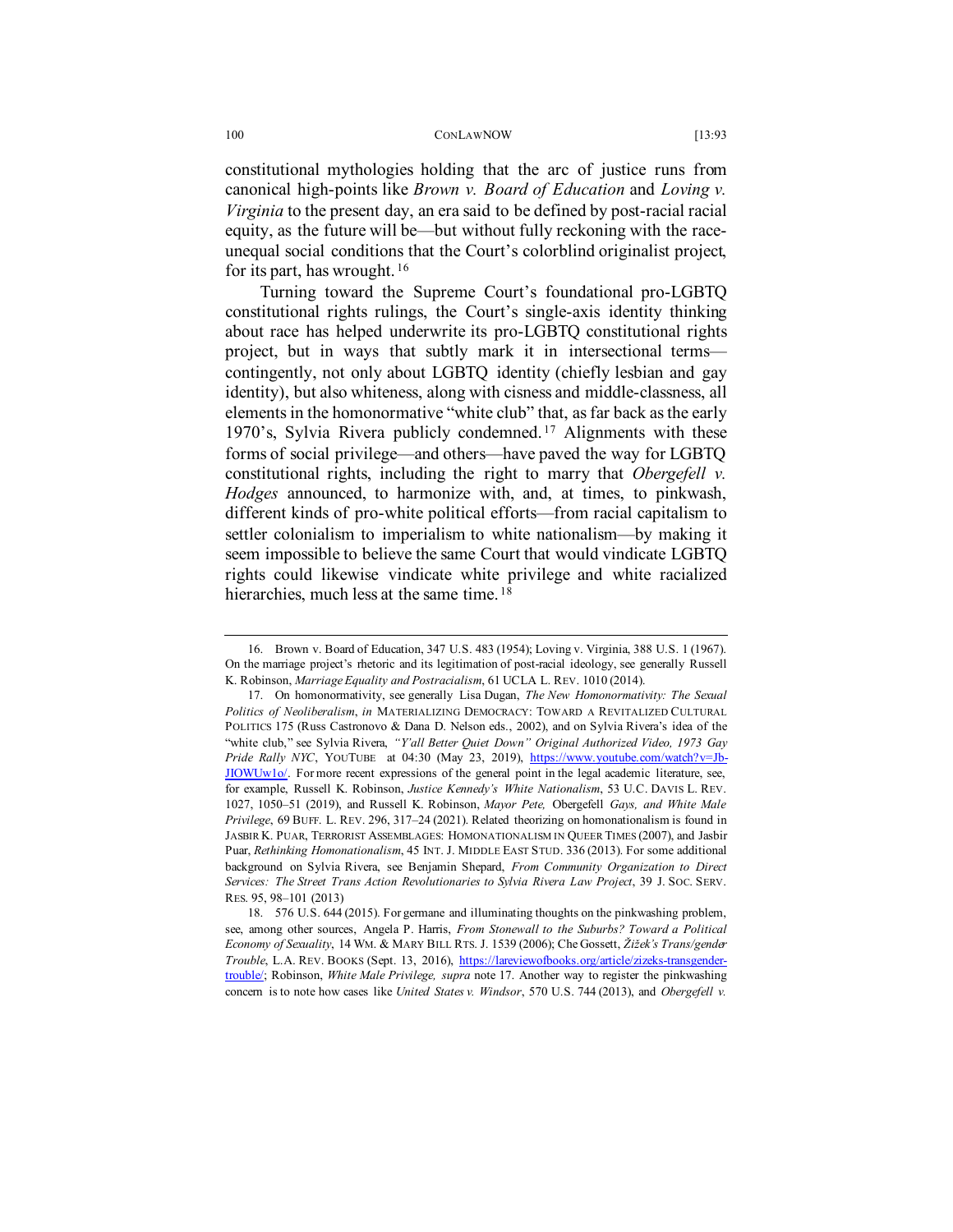constitutional mythologies holding that the arc of justice runs from canonical high-points like *Brown v. Board of Education* and *Loving v. Virginia* to the present day, an era said to be defined by post-racial racial equity, as the future will be—but without fully reckoning with the race-unequal social conditions that the Court's colorblind originalist project, for its part, has wrought.[16]

Turning toward the Supreme Court's foundational pro-LGBTQ constitutional rights rulings, the Court's single-axis identity thinking about race has helped underwrite its pro-LGBTQ constitutional rights project, but in ways that subtly mark it in intersectional terms—contingently, not only about LGBTQ identity (chiefly lesbian and gay identity), but also whiteness, along with cisness and middle-classness, all elements in the homonormative "white club" that, as far back as the early 1970's, Sylvia Rivera publicly condemned.[17] Alignments with these forms of social privilege—and others—have paved the way for LGBTQ constitutional rights, including the right to marry that *Obergefell v. Hodges* announced, to harmonize with, and, at times, to pinkwash, different kinds of pro-white political efforts—from racial capitalism to settler colonialism to imperialism to white nationalism—by making it seem impossible to believe the same Court that would vindicate LGBTQ rights could likewise vindicate white privilege and white racialized hierarchies, much less at the same time.[18]

---

16. Brown v. Board of Education, 347 U.S. 483 (1954); Loving v. Virginia, 388 U.S. 1 (1967). On the marriage project's rhetoric and its legitimation of post-racial ideology, see generally Russell K. Robinson, *Marriage Equality and Postracialism*, 61 UCLA L. REV. 1010 (2014).

17. On homonormativity, see generally Lisa Dugan, *The New Homonormativity: The Sexual Politics of Neoliberalism*, *in* MATERIALIZING DEMOCRACY: TOWARD A REVITALIZED CULTURAL POLITICS 175 (Russ Castronovo & Dana D. Nelson eds., 2002), and on Sylvia Rivera's idea of the "white club," see Sylvia Rivera, *"Y'all Better Quiet Down" Original Authorized Video, 1973 Gay Pride Rally NYC*, YOUTUBE at 04:30 (May 23, 2019), https://www.youtube.com/watch?v=Jb-JIOWUw1o/. For more recent expressions of the general point in the legal academic literature, see, for example, Russell K. Robinson, *Justice Kennedy's White Nationalism*, 53 U.C. DAVIS L. REV. 1027, 1050–51 (2019), and Russell K. Robinson, *Mayor Pete,* Obergefell *Gays, and White Male Privilege*, 69 BUFF. L. REV. 296, 317–24 (2021). Related theorizing on homonationalism is found in JASBIR K. PUAR, TERRORIST ASSEMBLAGES: HOMONATIONALISM IN QUEER TIMES (2007), and Jasbir Puar, *Rethinking Homonationalism*, 45 INT. J. MIDDLE EAST STUD. 336 (2013). For some additional background on Sylvia Rivera, see Benjamin Shepard, *From Community Organization to Direct Services: The Street Trans Action Revolutionaries to Sylvia Rivera Law Project*, 39 J. SOC. SERV. RES. 95, 98–101 (2013)

18. 576 U.S. 644 (2015). For germane and illuminating thoughts on the pinkwashing problem, see, among other sources, Angela P. Harris, *From Stonewall to the Suburbs? Toward a Political Economy of Sexuality*, 14 WM. & MARY BILL RTS. J. 1539 (2006); Che Gossett, *Žižek's Trans/gender Trouble*, L.A. REV. BOOKS (Sept. 13, 2016), https://lareviewofbooks.org/article/zizeks-transgender-trouble/; Robinson, *White Male Privilege, supra* note 17. Another way to register the pinkwashing concern is to note how cases like *United States v. Windsor*, 570 U.S. 744 (2013), and *Obergefell v.*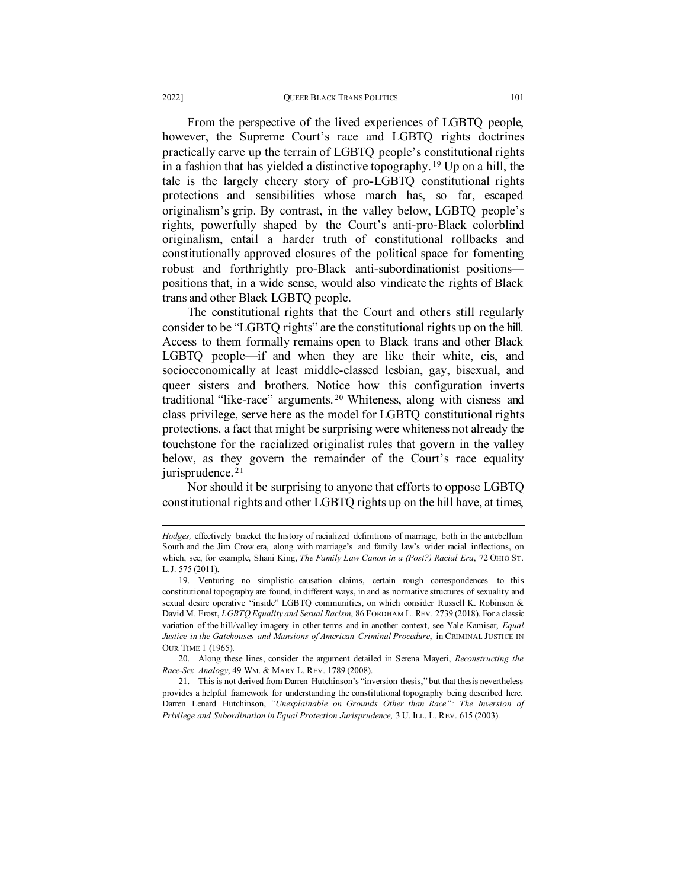From the perspective of the lived experiences of LGBTQ people, however, the Supreme Court's race and LGBTQ rights doctrines practically carve up the terrain of LGBTQ people's constitutional rights in a fashion that has yielded a distinctive topography.[19] Up on a hill, the tale is the largely cheery story of pro-LGBTQ constitutional rights protections and sensibilities whose march has, so far, escaped originalism's grip. By contrast, in the valley below, LGBTQ people's rights, powerfully shaped by the Court's anti-pro-Black colorblind originalism, entail a harder truth of constitutional rollbacks and constitutionally approved closures of the political space for fomenting robust and forthrightly pro-Black anti-subordinationist positions—positions that, in a wide sense, would also vindicate the rights of Black trans and other Black LGBTQ people.

The constitutional rights that the Court and others still regularly consider to be "LGBTQ rights" are the constitutional rights up on the hill. Access to them formally remains open to Black trans and other Black LGBTQ people—if and when they are like their white, cis, and socioeconomically at least middle-classed lesbian, gay, bisexual, and queer sisters and brothers. Notice how this configuration inverts traditional "like-race" arguments.[20] Whiteness, along with cisness and class privilege, serve here as the model for LGBTQ constitutional rights protections, a fact that might be surprising were whiteness not already the touchstone for the racialized originalist rules that govern in the valley below, as they govern the remainder of the Court's race equality jurisprudence.[21]

Nor should it be surprising to anyone that efforts to oppose LGBTQ constitutional rights and other LGBTQ rights up on the hill have, at times,

---

*Hodges,* effectively bracket the history of racialized definitions of marriage, both in the antebellum South and the Jim Crow era, along with marriage's and family law's wider racial inflections, on which, see, for example, Shani King, *The Family Law Canon in a (Post?) Racial Era*, 72 OHIO ST. L.J. 575 (2011).

19. Venturing no simplistic causation claims, certain rough correspondences to this constitutional topography are found, in different ways, in and as normative structures of sexuality and sexual desire operative "inside" LGBTQ communities, on which consider Russell K. Robinson & David M. Frost, *LGBTQ Equality and Sexual Racism*, 86 FORDHAM L. REV. 2739 (2018). For a classic variation of the hill/valley imagery in other terms and in another context, see Yale Kamisar, *Equal Justice in the Gatehouses and Mansions of American Criminal Procedure*, in CRIMINAL JUSTICE IN OUR TIME 1 (1965).

20. Along these lines, consider the argument detailed in Serena Mayeri, *Reconstructing the Race-Sex Analogy*, 49 WM. & MARY L. REV. 1789 (2008).

21. This is not derived from Darren Hutchinson's "inversion thesis," but that thesis nevertheless provides a helpful framework for understanding the constitutional topography being described here. Darren Lenard Hutchinson, *"Unexplainable on Grounds Other than Race": The Inversion of Privilege and Subordination in Equal Protection Jurisprudence*, 3 U. ILL. L. REV. 615 (2003).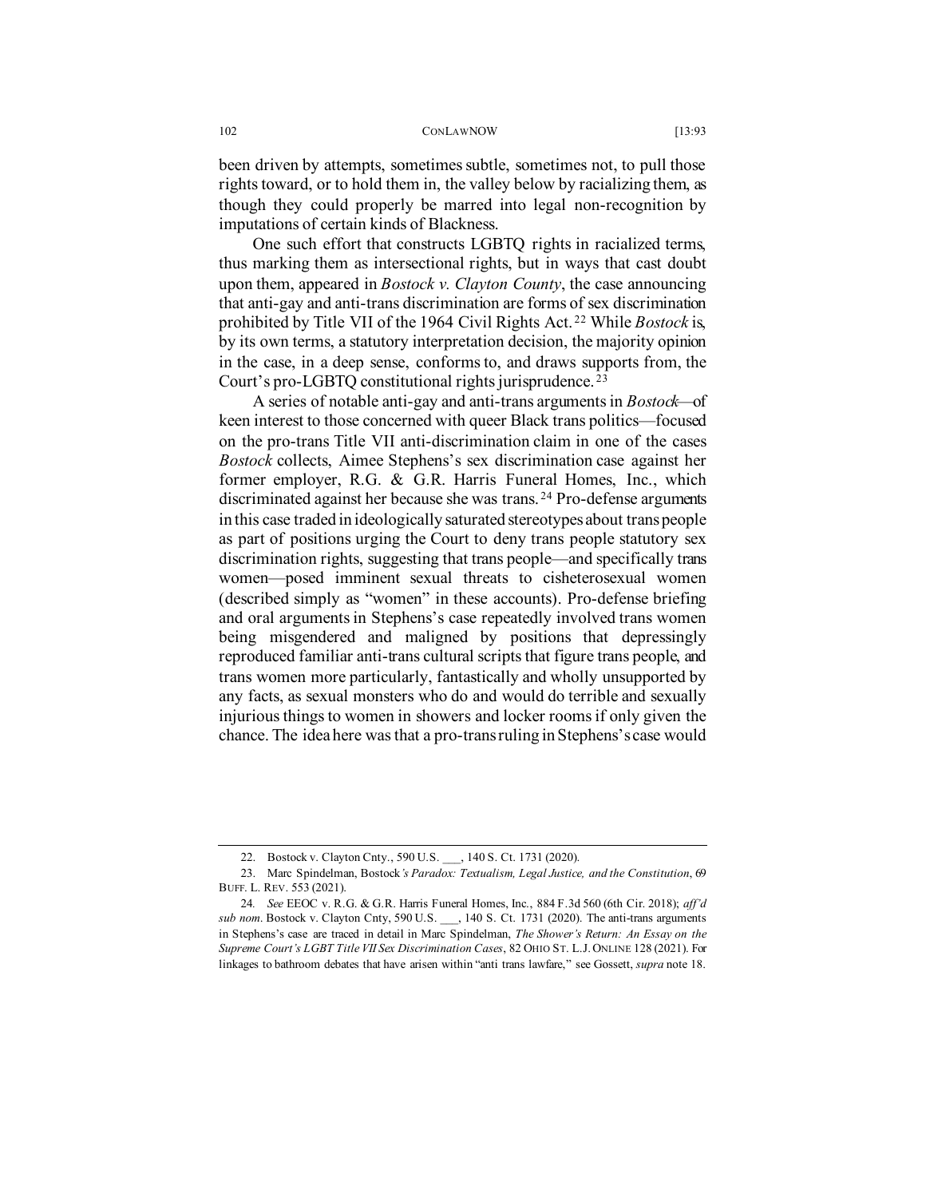been driven by attempts, sometimes subtle, sometimes not, to pull those rights toward, or to hold them in, the valley below by racializing them, as though they could properly be marred into legal non-recognition by imputations of certain kinds of Blackness.

One such effort that constructs LGBTQ rights in racialized terms, thus marking them as intersectional rights, but in ways that cast doubt upon them, appeared in *Bostock v. Clayton County*, the case announcing that anti-gay and anti-trans discrimination are forms of sex discrimination prohibited by Title VII of the 1964 Civil Rights Act.[22] While *Bostock* is, by its own terms, a statutory interpretation decision, the majority opinion in the case, in a deep sense, conforms to, and draws supports from, the Court's pro-LGBTQ constitutional rights jurisprudence.[23]

A series of notable anti-gay and anti-trans arguments in *Bostock*—of keen interest to those concerned with queer Black trans politics—focused on the pro-trans Title VII anti-discrimination claim in one of the cases *Bostock* collects, Aimee Stephens's sex discrimination case against her former employer, R.G. & G.R. Harris Funeral Homes, Inc., which discriminated against her because she was trans.[24] Pro-defense arguments in this case traded in ideologically saturated stereotypes about trans people as part of positions urging the Court to deny trans people statutory sex discrimination rights, suggesting that trans people—and specifically trans women—posed imminent sexual threats to cisheterosexual women (described simply as "women" in these accounts). Pro-defense briefing and oral arguments in Stephens's case repeatedly involved trans women being misgendered and maligned by positions that depressingly reproduced familiar anti-trans cultural scripts that figure trans people, and trans women more particularly, fantastically and wholly unsupported by any facts, as sexual monsters who do and would do terrible and sexually injurious things to women in showers and locker rooms if only given the chance. The idea here was that a pro-trans ruling in Stephens's case would

---

22. Bostock v. Clayton Cnty., 590 U.S. ___, 140 S. Ct. 1731 (2020).

23. Marc Spindelman, Bostock*'s Paradox: Textualism, Legal Justice, and the Constitution*, 69 BUFF. L. REV. 553 (2021).

24. *See* EEOC v. R.G. & G.R. Harris Funeral Homes, Inc., 884 F.3d 560 (6th Cir. 2018); *aff'd sub nom*. Bostock v. Clayton Cnty, 590 U.S. ___, 140 S. Ct. 1731 (2020). The anti-trans arguments in Stephens's case are traced in detail in Marc Spindelman, *The Shower's Return: An Essay on the Supreme Court's LGBT Title VII Sex Discrimination Cases*, 82 OHIO ST. L.J. ONLINE 128 (2021). For linkages to bathroom debates that have arisen within "anti trans lawfare," see Gossett, *supra* note 18.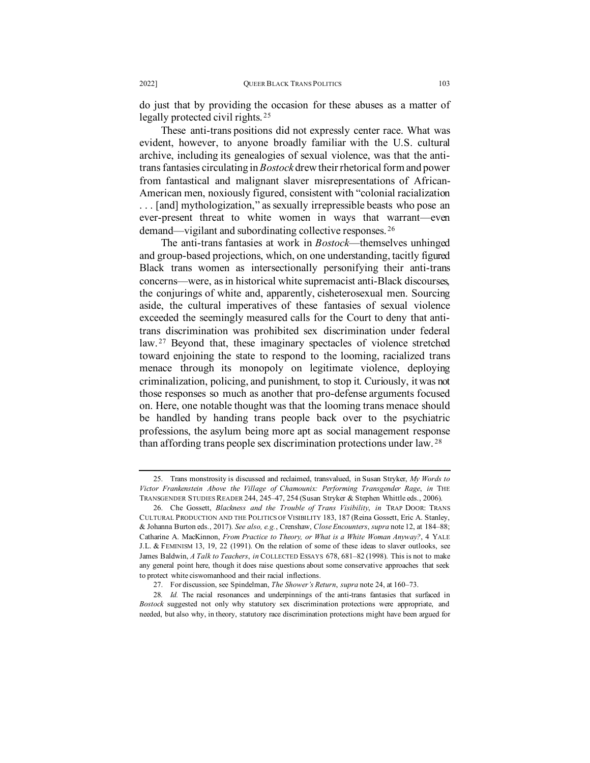do just that by providing the occasion for these abuses as a matter of legally protected civil rights.[25]

These anti-trans positions did not expressly center race. What was evident, however, to anyone broadly familiar with the U.S. cultural archive, including its genealogies of sexual violence, was that the anti-trans fantasies circulating in *Bostock* drew their rhetorical form and power from fantastical and malignant slaver misrepresentations of African-American men, noxiously figured, consistent with "colonial racialization . . . [and] mythologization," as sexually irrepressible beasts who pose an ever-present threat to white women in ways that warrant—even demand—vigilant and subordinating collective responses.[26]

The anti-trans fantasies at work in *Bostock*—themselves unhinged and group-based projections, which, on one understanding, tacitly figured Black trans women as intersectionally personifying their anti-trans concerns—were, as in historical white supremacist anti-Black discourses, the conjurings of white and, apparently, cisheterosexual men. Sourcing aside, the cultural imperatives of these fantasies of sexual violence exceeded the seemingly measured calls for the Court to deny that anti-trans discrimination was prohibited sex discrimination under federal law.[27] Beyond that, these imaginary spectacles of violence stretched toward enjoining the state to respond to the looming, racialized trans menace through its monopoly on legitimate violence, deploying criminalization, policing, and punishment, to stop it. Curiously, it was not those responses so much as another that pro-defense arguments focused on. Here, one notable thought was that the looming trans menace should be handled by handing trans people back over to the psychiatric professions, the asylum being more apt as social management response than affording trans people sex discrimination protections under law.[28]

---

25. Trans monstrosity is discussed and reclaimed, transvalued, in Susan Stryker, *My Words to Victor Frankenstein Above the Village of Chamounix: Performing Transgender Rage*, *in* THE TRANSGENDER STUDIES READER 244, 245–47, 254 (Susan Stryker & Stephen Whittle eds., 2006).

26. Che Gossett, *Blackness and the Trouble of Trans Visibility*, *in* TRAP DOOR: TRANS CULTURAL PRODUCTION AND THE POLITICS OF VISIBILITY 183, 187 (Reina Gossett, Eric A. Stanley, & Johanna Burton eds., 2017). *See also, e.g.*, Crenshaw, *Close Encounters*, *supra* note 12, at 184–88; Catharine A. MacKinnon, *From Practice to Theory, or What is a White Woman Anyway?*, 4 YALE J.L. & FEMINISM 13, 19, 22 (1991). On the relation of some of these ideas to slaver outlooks, see James Baldwin, *A Talk to Teachers*, *in* COLLECTED ESSAYS 678, 681–82 (1998). This is not to make any general point here, though it does raise questions about some conservative approaches that seek to protect white ciswomanhood and their racial inflections.

27. For discussion, see Spindelman, *The Shower's Return*, *supra* note 24, at 160–73.

28. *Id.* The racial resonances and underpinnings of the anti-trans fantasies that surfaced in *Bostock* suggested not only why statutory sex discrimination protections were appropriate, and needed, but also why, in theory, statutory race discrimination protections might have been argued for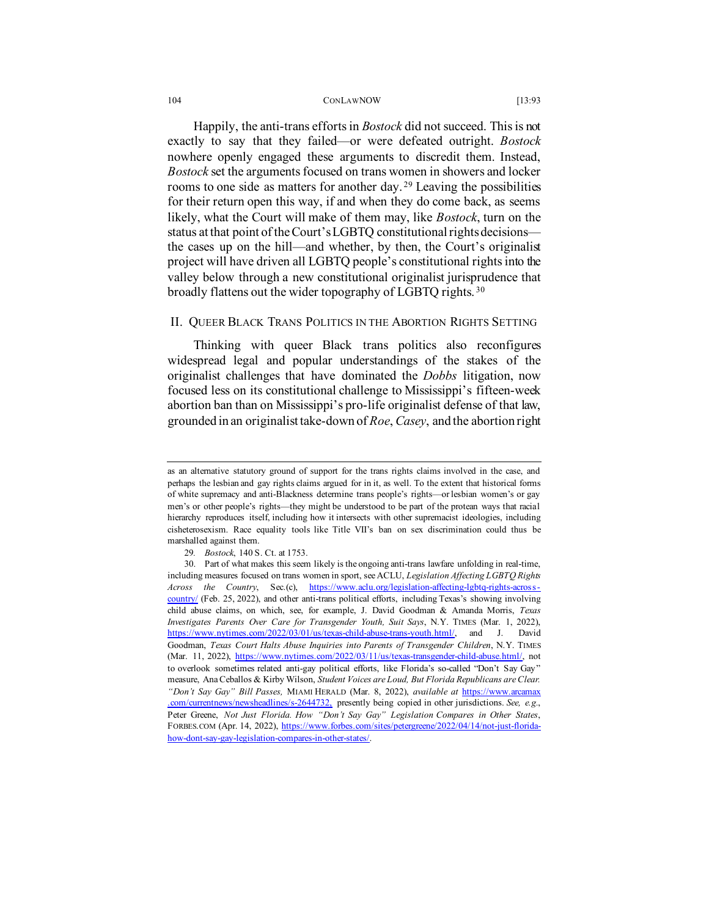Happily, the anti-trans efforts in *Bostock* did not succeed. This is not exactly to say that they failed—or were defeated outright. *Bostock* nowhere openly engaged these arguments to discredit them. Instead, *Bostock* set the arguments focused on trans women in showers and locker rooms to one side as matters for another day.[29] Leaving the possibilities for their return open this way, if and when they do come back, as seems likely, what the Court will make of them may, like *Bostock*, turn on the status at that point of the Court's LGBTQ constitutional rights decisions—the cases up on the hill—and whether, by then, the Court's originalist project will have driven all LGBTQ people's constitutional rights into the valley below through a new constitutional originalist jurisprudence that broadly flattens out the wider topography of LGBTQ rights.[30]

## II. Queer Black Trans Politics in the Abortion Rights Setting

Thinking with queer Black trans politics also reconfigures widespread legal and popular understandings of the stakes of the originalist challenges that have dominated the *Dobbs* litigation, now focused less on its constitutional challenge to Mississippi's fifteen-week abortion ban than on Mississippi's pro-life originalist defense of that law, grounded in an originalist take-down of *Roe*, *Casey*, and the abortion right

---

as an alternative statutory ground of support for the trans rights claims involved in the case, and perhaps the lesbian and gay rights claims argued for in it, as well. To the extent that historical forms of white supremacy and anti-Blackness determine trans people's rights—or lesbian women's or gay men's or other people's rights—they might be understood to be part of the protean ways that racial hierarchy reproduces itself, including how it intersects with other supremacist ideologies, including cisheterosexism. Race equality tools like Title VII's ban on sex discrimination could thus be marshalled against them.

29. *Bostock*, 140 S. Ct. at 1753.

30. Part of what makes this seem likely is the ongoing anti-trans lawfare unfolding in real-time, including measures focused on trans women in sport, see ACLU, *Legislation Affecting LGBTQ Rights Across the Country*, Sec.(c), https://www.aclu.org/legislation-affecting-lgbtq-rights-across-country/ (Feb. 25, 2022), and other anti-trans political efforts, including Texas's showing involving child abuse claims, on which, see, for example, J. David Goodman & Amanda Morris, *Texas Investigates Parents Over Care for Transgender Youth, Suit Says*, N.Y. Times (Mar. 1, 2022), https://www.nytimes.com/2022/03/01/us/texas-child-abuse-trans-youth.html/, and J. David Goodman, *Texas Court Halts Abuse Inquiries into Parents of Transgender Children*, N.Y. Times (Mar. 11, 2022), https://www.nytimes.com/2022/03/11/us/texas-transgender-child-abuse.html/, not to overlook sometimes related anti-gay political efforts, like Florida's so-called "Don't Say Gay" measure, Ana Ceballos & Kirby Wilson, *Student Voices are Loud, But Florida Republicans are Clear. "Don't Say Gay" Bill Passes,* Miami Herald (Mar. 8, 2022), *available at* https://www.arcamax.com/currentnews/newsheadlines/s-2644732, presently being copied in other jurisdictions. *See, e.g.*, Peter Greene, *Not Just Florida. How "Don't Say Gay" Legislation Compares in Other States*, Forbes.com (Apr. 14, 2022), https://www.forbes.com/sites/petergreene/2022/04/14/not-just-florida-how-dont-say-gay-legislation-compares-in-other-states/.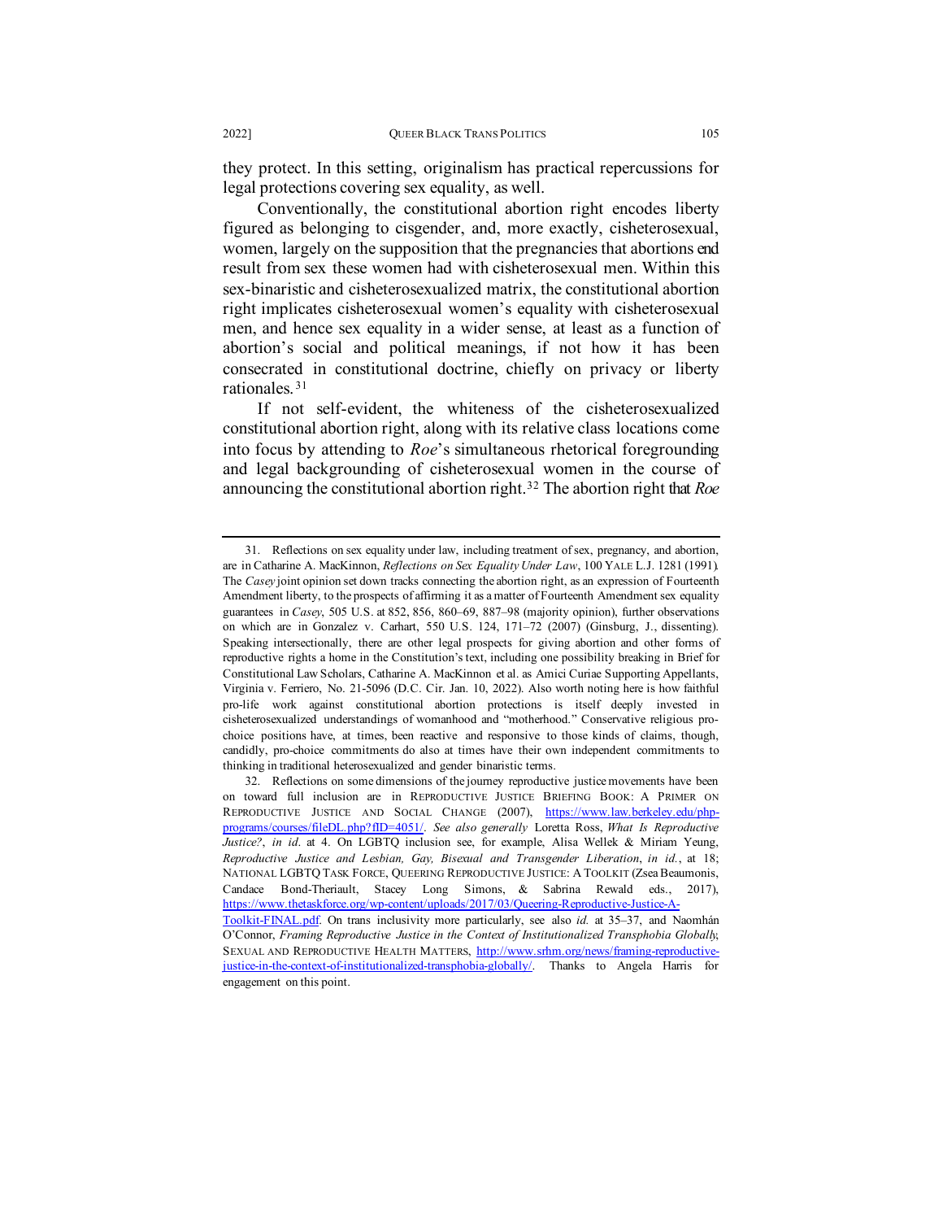they protect. In this setting, originalism has practical repercussions for legal protections covering sex equality, as well.

Conventionally, the constitutional abortion right encodes liberty figured as belonging to cisgender, and, more exactly, cisheterosexual, women, largely on the supposition that the pregnancies that abortions end result from sex these women had with cisheterosexual men. Within this sex-binaristic and cisheterosexualized matrix, the constitutional abortion right implicates cisheterosexual women's equality with cisheterosexual men, and hence sex equality in a wider sense, at least as a function of abortion's social and political meanings, if not how it has been consecrated in constitutional doctrine, chiefly on privacy or liberty rationales.[31]

If not self-evident, the whiteness of the cisheterosexualized constitutional abortion right, along with its relative class locations come into focus by attending to *Roe*'s simultaneous rhetorical foregrounding and legal backgrounding of cisheterosexual women in the course of announcing the constitutional abortion right.[32] The abortion right that *Roe*

---

31. Reflections on sex equality under law, including treatment of sex, pregnancy, and abortion, are in Catharine A. MacKinnon, *Reflections on Sex Equality Under Law*, 100 YALE L.J. 1281 (1991). The *Casey* joint opinion set down tracks connecting the abortion right, as an expression of Fourteenth Amendment liberty, to the prospects of affirming it as a matter of Fourteenth Amendment sex equality guarantees in *Casey*, 505 U.S. at 852, 856, 860–69, 887–98 (majority opinion), further observations on which are in Gonzalez v. Carhart, 550 U.S. 124, 171–72 (2007) (Ginsburg, J., dissenting). Speaking intersectionally, there are other legal prospects for giving abortion and other forms of reproductive rights a home in the Constitution's text, including one possibility breaking in Brief for Constitutional Law Scholars, Catharine A. MacKinnon et al. as Amici Curiae Supporting Appellants, Virginia v. Ferriero, No. 21-5096 (D.C. Cir. Jan. 10, 2022). Also worth noting here is how faithful pro-life work against constitutional abortion protections is itself deeply invested in cisheterosexualized understandings of womanhood and "motherhood." Conservative religious pro-choice positions have, at times, been reactive and responsive to those kinds of claims, though, candidly, pro-choice commitments do also at times have their own independent commitments to thinking in traditional heterosexualized and gender binaristic terms.

32. Reflections on some dimensions of the journey reproductive justice movements have been on toward full inclusion are in REPRODUCTIVE JUSTICE BRIEFING BOOK: A PRIMER ON REPRODUCTIVE JUSTICE AND SOCIAL CHANGE (2007), https://www.law.berkeley.edu/php-programs/courses/fileDL.php?fID=4051/. *See also generally* Loretta Ross, *What Is Reproductive Justice?*, *in id.* at 4. On LGBTQ inclusion see, for example, Alisa Wellek & Miriam Yeung, *Reproductive Justice and Lesbian, Gay, Bisexual and Transgender Liberation*, *in id.*, at 18; NATIONAL LGBTQ TASK FORCE, QUEERING REPRODUCTIVE JUSTICE: A TOOLKIT (Zsea Beaumonis, Candace Bond-Theriault, Stacey Long Simons, & Sabrina Rewald eds., 2017), https://www.thetaskforce.org/wp-content/uploads/2017/03/Queering-Reproductive-Justice-A-Toolkit-FINAL.pdf. On trans inclusivity more particularly, see also *id.* at 35–37, and Naomhán O'Connor, *Framing Reproductive Justice in the Context of Institutionalized Transphobia Globally*, SEXUAL AND REPRODUCTIVE HEALTH MATTERS, http://www.srhm.org/news/framing-reproductive-justice-in-the-context-of-institutionalized-transphobia-globally/. Thanks to Angela Harris for engagement on this point.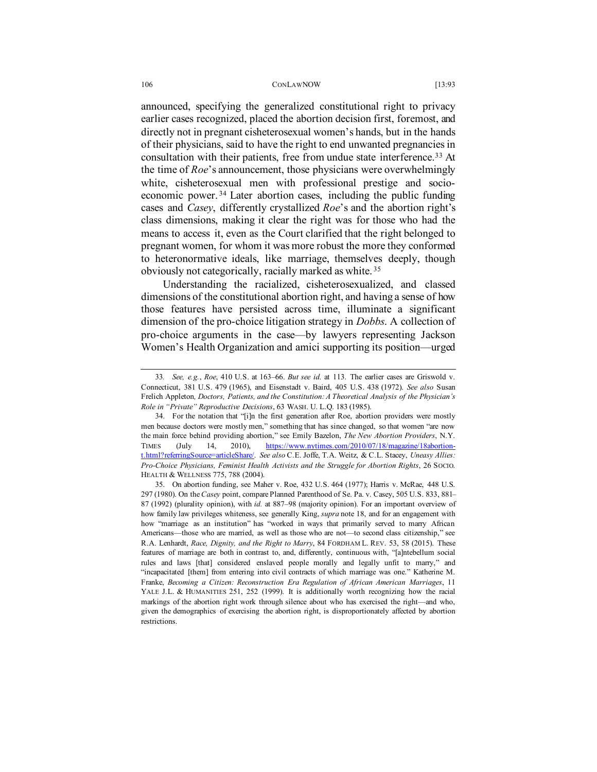announced, specifying the generalized constitutional right to privacy earlier cases recognized, placed the abortion decision first, foremost, and directly not in pregnant cisheterosexual women's hands, but in the hands of their physicians, said to have the right to end unwanted pregnancies in consultation with their patients, free from undue state interference.[33] At the time of *Roe*'s announcement, those physicians were overwhelmingly white, cisheterosexual men with professional prestige and socio-economic power.[34] Later abortion cases, including the public funding cases and *Casey*, differently crystallized *Roe*'s and the abortion right's class dimensions, making it clear the right was for those who had the means to access it, even as the Court clarified that the right belonged to pregnant women, for whom it was more robust the more they conformed to heteronormative ideals, like marriage, themselves deeply, though obviously not categorically, racially marked as white.[35]

Understanding the racialized, cisheterosexualized, and classed dimensions of the constitutional abortion right, and having a sense of how those features have persisted across time, illuminate a significant dimension of the pro-choice litigation strategy in *Dobbs*. A collection of pro-choice arguments in the case—by lawyers representing Jackson Women's Health Organization and amici supporting its position—urged

---

33. *See, e.g.*, *Roe*, 410 U.S. at 163–66. *But see id.* at 113. The earlier cases are Griswold v. Connecticut, 381 U.S. 479 (1965), and Eisenstadt v. Baird, 405 U.S. 438 (1972). *See also* Susan Frelich Appleton, *Doctors, Patients, and the Constitution: A Theoretical Analysis of the Physician's Role in "Private" Reproductive Decisions*, 63 WASH. U. L.Q. 183 (1985).

34. For the notation that "[i]n the first generation after Roe, abortion providers were mostly men because doctors were mostly men," something that has since changed, so that women "are now the main force behind providing abortion," see Emily Bazelon, *The New Abortion Providers*, N.Y. TIMES (July 14, 2010), https://www.nytimes.com/2010/07/18/magazine/18abortion-t.html?referringSource=articleShare/. *See also* C.E. Joffe, T.A. Weitz, & C.L. Stacey, *Uneasy Allies: Pro-Choice Physicians, Feminist Health Activists and the Struggle for Abortion Rights*, 26 SOCIO. HEALTH & WELLNESS 775, 788 (2004).

35. On abortion funding, see Maher v. Roe, 432 U.S. 464 (1977); Harris v. McRae, 448 U.S. 297 (1980). On the *Casey* point, compare Planned Parenthood of Se. Pa. v. Casey, 505 U.S. 833, 881–87 (1992) (plurality opinion), with *id.* at 887–98 (majority opinion). For an important overview of how family law privileges whiteness, see generally King, *supra* note 18, and for an engagement with how "marriage as an institution" has "worked in ways that primarily served to marry African Americans—those who are married, as well as those who are not—to second class citizenship," see R.A. Lenhardt, *Race, Dignity, and the Right to Marry*, 84 FORDHAM L. REV. 53, 58 (2015). These features of marriage are both in contrast to, and, differently, continuous with, "[a]ntebellum social rules and laws [that] considered enslaved people morally and legally unfit to marry," and "incapacitated [them] from entering into civil contracts of which marriage was one." Katherine M. Franke, *Becoming a Citizen: Reconstruction Era Regulation of African American Marriages*, 11 YALE J.L. & HUMANITIES 251, 252 (1999). It is additionally worth recognizing how the racial markings of the abortion right work through silence about who has exercised the right—and who, given the demographics of exercising the abortion right, is disproportionately affected by abortion restrictions.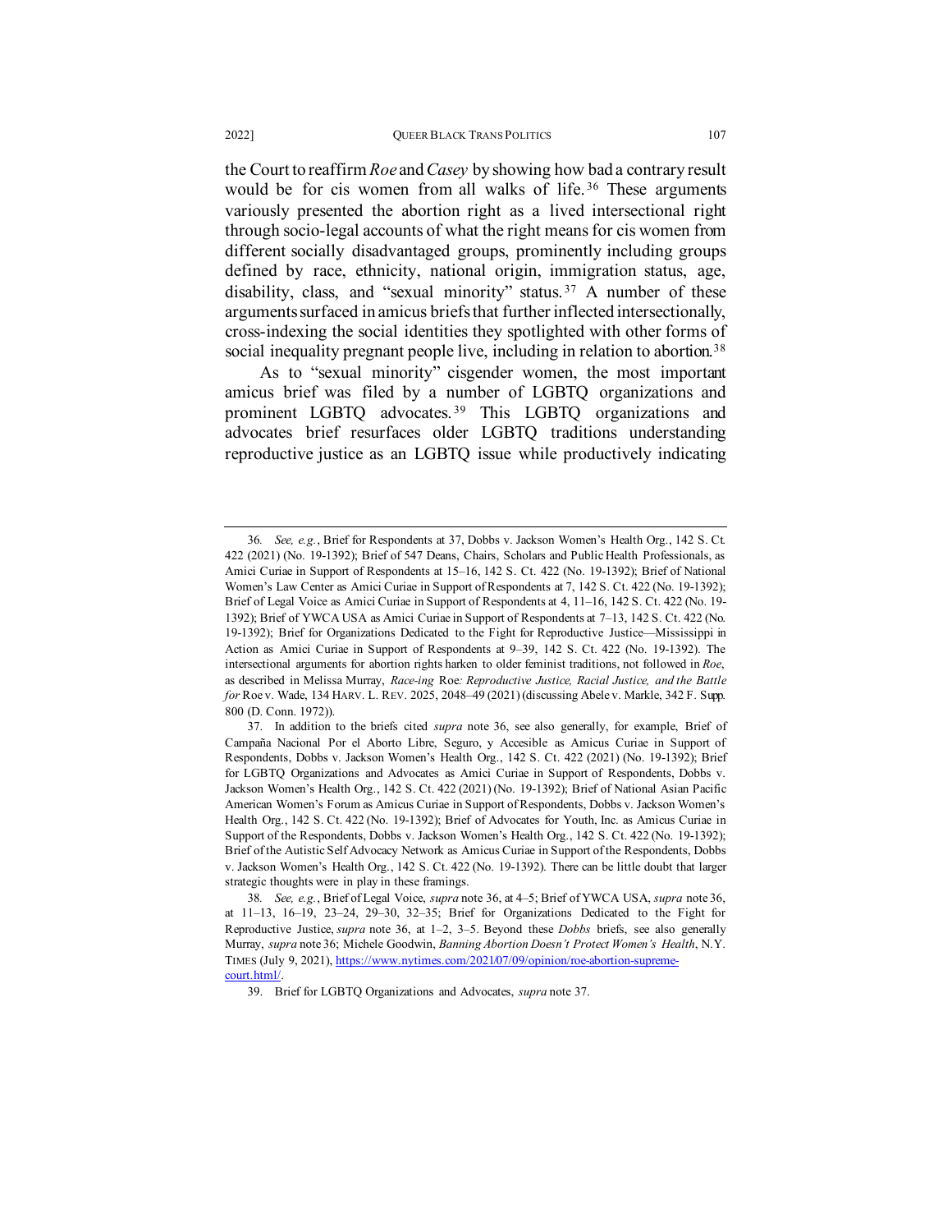the Court to reaffirm *Roe* and *Casey* by showing how bad a contrary result would be for cis women from all walks of life.[36] These arguments variously presented the abortion right as a lived intersectional right through socio-legal accounts of what the right means for cis women from different socially disadvantaged groups, prominently including groups defined by race, ethnicity, national origin, immigration status, age, disability, class, and "sexual minority" status.[37] A number of these arguments surfaced in amicus briefs that further inflected intersectionally, cross-indexing the social identities they spotlighted with other forms of social inequality pregnant people live, including in relation to abortion.[38]

As to "sexual minority" cisgender women, the most important amicus brief was filed by a number of LGBTQ organizations and prominent LGBTQ advocates.[39] This LGBTQ organizations and advocates brief resurfaces older LGBTQ traditions understanding reproductive justice as an LGBTQ issue while productively indicating

---

36. *See, e.g.*, Brief for Respondents at 37, Dobbs v. Jackson Women's Health Org., 142 S. Ct. 422 (2021) (No. 19-1392); Brief of 547 Deans, Chairs, Scholars and Public Health Professionals, as Amici Curiae in Support of Respondents at 15–16, 142 S. Ct. 422 (No. 19-1392); Brief of National Women's Law Center as Amici Curiae in Support of Respondents at 7, 142 S. Ct. 422 (No. 19-1392); Brief of Legal Voice as Amici Curiae in Support of Respondents at 4, 11–16, 142 S. Ct. 422 (No. 19-1392); Brief of YWCA USA as Amici Curiae in Support of Respondents at 7–13, 142 S. Ct. 422 (No. 19-1392); Brief for Organizations Dedicated to the Fight for Reproductive Justice—Mississippi in Action as Amici Curiae in Support of Respondents at 9–39, 142 S. Ct. 422 (No. 19-1392). The intersectional arguments for abortion rights harken to older feminist traditions, not followed in *Roe*, as described in Melissa Murray, *Race-ing* Roe*: Reproductive Justice, Racial Justice, and the Battle for* Roe v. Wade, 134 HARV. L. REV. 2025, 2048–49 (2021) (discussing Abele v. Markle, 342 F. Supp. 800 (D. Conn. 1972)).

37. In addition to the briefs cited *supra* note 36, see also generally, for example, Brief of Campaña Nacional Por el Aborto Libre, Seguro, y Accesible as Amicus Curiae in Support of Respondents, Dobbs v. Jackson Women's Health Org., 142 S. Ct. 422 (2021) (No. 19-1392); Brief for LGBTQ Organizations and Advocates as Amici Curiae in Support of Respondents, Dobbs v. Jackson Women's Health Org., 142 S. Ct. 422 (2021) (No. 19-1392); Brief of National Asian Pacific American Women's Forum as Amicus Curiae in Support of Respondents, Dobbs v. Jackson Women's Health Org., 142 S. Ct. 422 (No. 19-1392); Brief of Advocates for Youth, Inc. as Amicus Curiae in Support of the Respondents, Dobbs v. Jackson Women's Health Org., 142 S. Ct. 422 (No. 19-1392); Brief of the Autistic Self Advocacy Network as Amicus Curiae in Support of the Respondents, Dobbs v. Jackson Women's Health Org., 142 S. Ct. 422 (No. 19-1392). There can be little doubt that larger strategic thoughts were in play in these framings.

38. *See, e.g.*, Brief of Legal Voice, *supra* note 36, at 4–5; Brief of YWCA USA, *supra* note 36, at 11–13, 16–19, 23–24, 29–30, 32–35; Brief for Organizations Dedicated to the Fight for Reproductive Justice, *supra* note 36, at 1–2, 3–5. Beyond these *Dobbs* briefs, see also generally Murray, *supra* note 36; Michele Goodwin, *Banning Abortion Doesn't Protect Women's Health*, N.Y. TIMES (July 9, 2021), https://www.nytimes.com/2021/07/09/opinion/roe-abortion-supreme-court.html/.

39. Brief for LGBTQ Organizations and Advocates, *supra* note 37.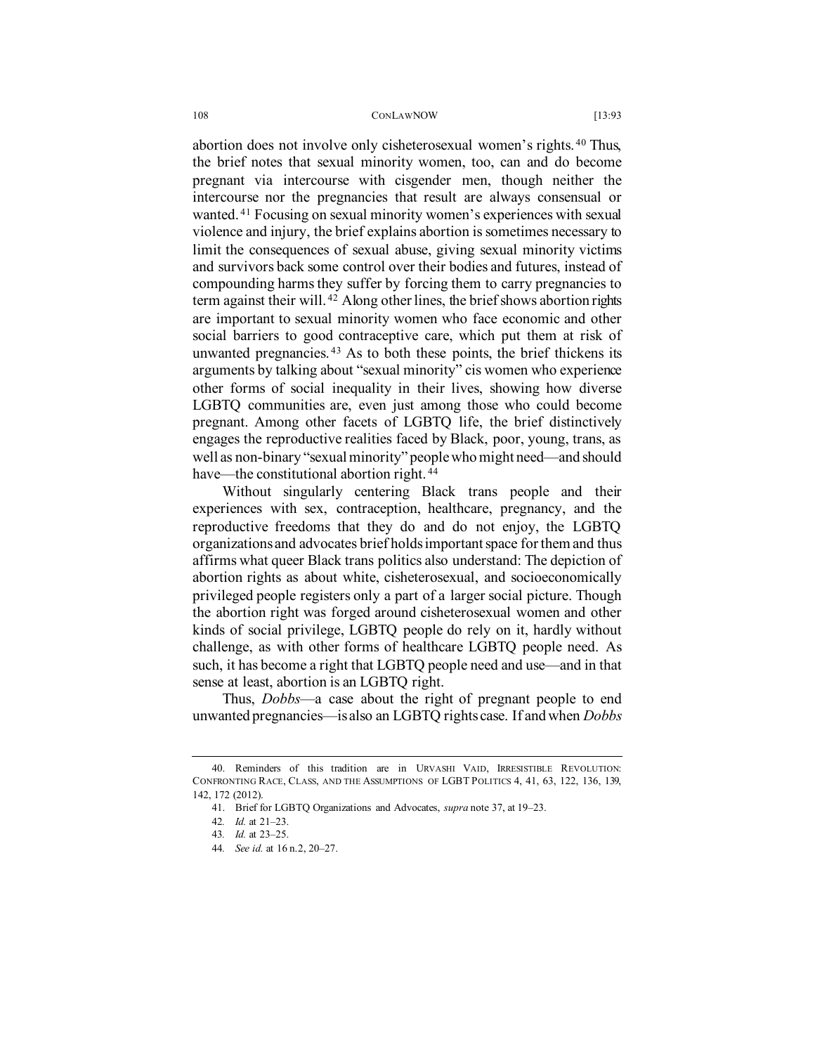abortion does not involve only cisheterosexual women's rights.[40] Thus, the brief notes that sexual minority women, too, can and do become pregnant via intercourse with cisgender men, though neither the intercourse nor the pregnancies that result are always consensual or wanted.[41] Focusing on sexual minority women's experiences with sexual violence and injury, the brief explains abortion is sometimes necessary to limit the consequences of sexual abuse, giving sexual minority victims and survivors back some control over their bodies and futures, instead of compounding harms they suffer by forcing them to carry pregnancies to term against their will.[42] Along other lines, the brief shows abortion rights are important to sexual minority women who face economic and other social barriers to good contraceptive care, which put them at risk of unwanted pregnancies.[43] As to both these points, the brief thickens its arguments by talking about "sexual minority" cis women who experience other forms of social inequality in their lives, showing how diverse LGBTQ communities are, even just among those who could become pregnant. Among other facets of LGBTQ life, the brief distinctively engages the reproductive realities faced by Black, poor, young, trans, as well as non-binary "sexual minority" people who might need—and should have—the constitutional abortion right.[44]

Without singularly centering Black trans people and their experiences with sex, contraception, healthcare, pregnancy, and the reproductive freedoms that they do and do not enjoy, the LGBTQ organizations and advocates brief holds important space for them and thus affirms what queer Black trans politics also understand: The depiction of abortion rights as about white, cisheterosexual, and socioeconomically privileged people registers only a part of a larger social picture. Though the abortion right was forged around cisheterosexual women and other kinds of social privilege, LGBTQ people do rely on it, hardly without challenge, as with other forms of healthcare LGBTQ people need. As such, it has become a right that LGBTQ people need and use—and in that sense at least, abortion is an LGBTQ right.

Thus, *Dobbs*—a case about the right of pregnant people to end unwanted pregnancies—is also an LGBTQ rights case. If and when *Dobbs*

---

40. Reminders of this tradition are in URVASHI VAID, IRRESISTIBLE REVOLUTION: CONFRONTING RACE, CLASS, AND THE ASSUMPTIONS OF LGBT POLITICS 4, 41, 63, 122, 136, 139, 142, 172 (2012).

41. Brief for LGBTQ Organizations and Advocates, *supra* note 37, at 19–23.

42. *Id.* at 21–23.

43. *Id.* at 23–25.

44. *See id.* at 16 n.2, 20–27.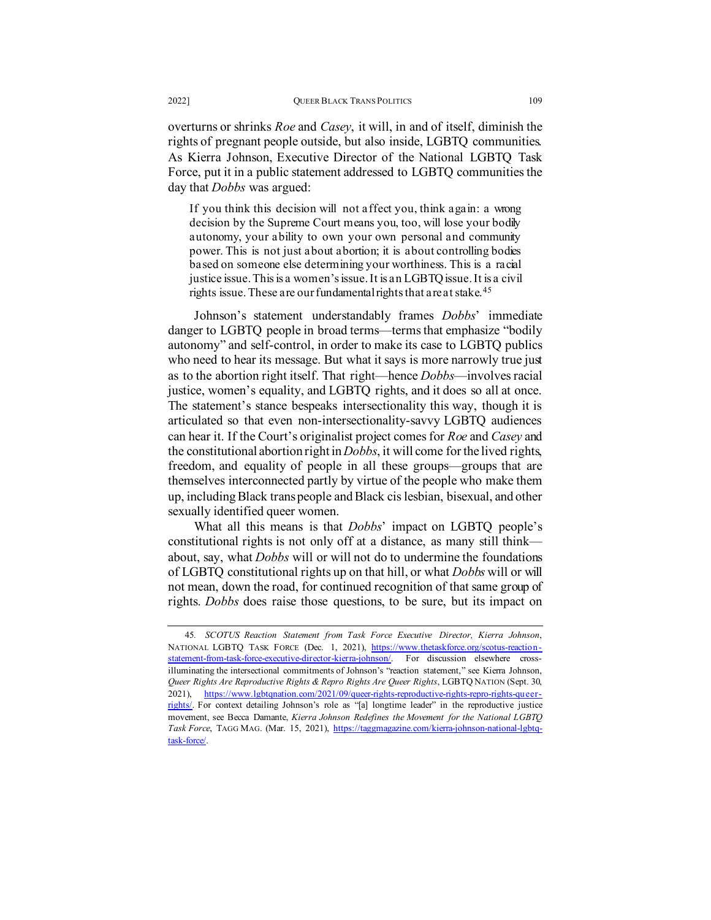overturns or shrinks *Roe* and *Casey*, it will, in and of itself, diminish the rights of pregnant people outside, but also inside, LGBTQ communities. As Kierra Johnson, Executive Director of the National LGBTQ Task Force, put it in a public statement addressed to LGBTQ communities the day that *Dobbs* was argued:

> If you think this decision will not affect you, think again: a wrong decision by the Supreme Court means you, too, will lose your bodily autonomy, your ability to own your own personal and community power. This is not just about abortion; it is about controlling bodies based on someone else determining your worthiness. This is a racial justice issue. This is a women's issue. It is an LGBTQ issue. It is a civil rights issue. These are our fundamental rights that are at stake.[45]

Johnson's statement understandably frames *Dobbs*' immediate danger to LGBTQ people in broad terms—terms that emphasize "bodily autonomy" and self-control, in order to make its case to LGBTQ publics who need to hear its message. But what it says is more narrowly true just as to the abortion right itself. That right—hence *Dobbs*—involves racial justice, women's equality, and LGBTQ rights, and it does so all at once. The statement's stance bespeaks intersectionality this way, though it is articulated so that even non-intersectionality-savvy LGBTQ audiences can hear it. If the Court's originalist project comes for *Roe* and *Casey* and the constitutional abortion right in *Dobbs*, it will come for the lived rights, freedom, and equality of people in all these groups—groups that are themselves interconnected partly by virtue of the people who make them up, including Black trans people and Black cis lesbian, bisexual, and other sexually identified queer women.

What all this means is that *Dobbs*' impact on LGBTQ people's constitutional rights is not only off at a distance, as many still think—about, say, what *Dobbs* will or will not do to undermine the foundations of LGBTQ constitutional rights up on that hill, or what *Dobbs* will or will not mean, down the road, for continued recognition of that same group of rights. *Dobbs* does raise those questions, to be sure, but its impact on

---

45. *SCOTUS Reaction Statement from Task Force Executive Director, Kierra Johnson*, NATIONAL LGBTQ TASK FORCE (Dec. 1, 2021), https://www.thetaskforce.org/scotus-reaction-statement-from-task-force-executive-director-kierra-johnson/. For discussion elsewhere cross-illuminating the intersectional commitments of Johnson's "reaction statement," see Kierra Johnson, *Queer Rights Are Reproductive Rights & Repro Rights Are Queer Rights*, LGBTQ NATION (Sept. 30, 2021), https://www.lgbtqnation.com/2021/09/queer-rights-reproductive-rights-repro-rights-queer-rights/. For context detailing Johnson's role as "[a] longtime leader" in the reproductive justice movement, see Becca Damante, *Kierra Johnson Redefines the Movement for the National LGBTQ Task Force*, TAGG MAG. (Mar. 15, 2021), https://taggmagazine.com/kierra-johnson-national-lgbtq-task-force/.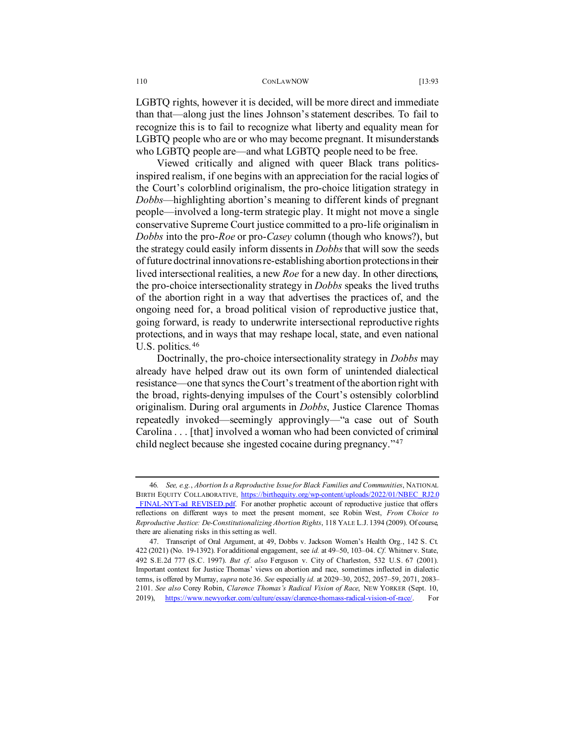LGBTQ rights, however it is decided, will be more direct and immediate than that—along just the lines Johnson's statement describes. To fail to recognize this is to fail to recognize what liberty and equality mean for LGBTQ people who are or who may become pregnant. It misunderstands who LGBTQ people are—and what LGBTQ people need to be free.

Viewed critically and aligned with queer Black trans politics-inspired realism, if one begins with an appreciation for the racial logics of the Court's colorblind originalism, the pro-choice litigation strategy in *Dobbs*—highlighting abortion's meaning to different kinds of pregnant people—involved a long-term strategic play. It might not move a single conservative Supreme Court justice committed to a pro-life originalism in *Dobbs* into the pro-*Roe* or pro-*Casey* column (though who knows?), but the strategy could easily inform dissents in *Dobbs* that will sow the seeds of future doctrinal innovations re-establishing abortion protections in their lived intersectional realities, a new *Roe* for a new day. In other directions, the pro-choice intersectionality strategy in *Dobbs* speaks the lived truths of the abortion right in a way that advertises the practices of, and the ongoing need for, a broad political vision of reproductive justice that, going forward, is ready to underwrite intersectional reproductive rights protections, and in ways that may reshape local, state, and even national U.S. politics.[46]

Doctrinally, the pro-choice intersectionality strategy in *Dobbs* may already have helped draw out its own form of unintended dialectical resistance—one that syncs the Court's treatment of the abortion right with the broad, rights-denying impulses of the Court's ostensibly colorblind originalism. During oral arguments in *Dobbs*, Justice Clarence Thomas repeatedly invoked—seemingly approvingly—"a case out of South Carolina . . . [that] involved a woman who had been convicted of criminal child neglect because she ingested cocaine during pregnancy."[47]

---

46. *See, e.g.*, *Abortion Is a Reproductive Issue for Black Families and Communities*, NATIONAL BIRTH EQUITY COLLABORATIVE, https://birthequity.org/wp-content/uploads/2022/01/NBEC_RJ2.0_FINAL-NYT-ad_REVISED.pdf. For another prophetic account of reproductive justice that offers reflections on different ways to meet the present moment, see Robin West, *From Choice to Reproductive Justice: De-Constitutionalizing Abortion Rights*, 118 YALE L.J. 1394 (2009). Of course, there are alienating risks in this setting as well.

47. Transcript of Oral Argument, at 49, Dobbs v. Jackson Women's Health Org., 142 S. Ct. 422 (2021) (No. 19-1392). For additional engagement, see *id.* at 49–50, 103–04. *Cf.* Whitner v. State, 492 S.E.2d 777 (S.C. 1997). *But cf. also* Ferguson v. City of Charleston, 532 U.S. 67 (2001). Important context for Justice Thomas' views on abortion and race, sometimes inflected in dialectic terms, is offered by Murray, *supra* note 36. *See* especially *id.* at 2029–30, 2052, 2057–59, 2071, 2083–2101. *See also* Corey Robin, *Clarence Thomas's Radical Vision of Race*, NEW YORKER (Sept. 10, 2019), https://www.newyorker.com/culture/essay/clarence-thomass-radical-vision-of-race/. For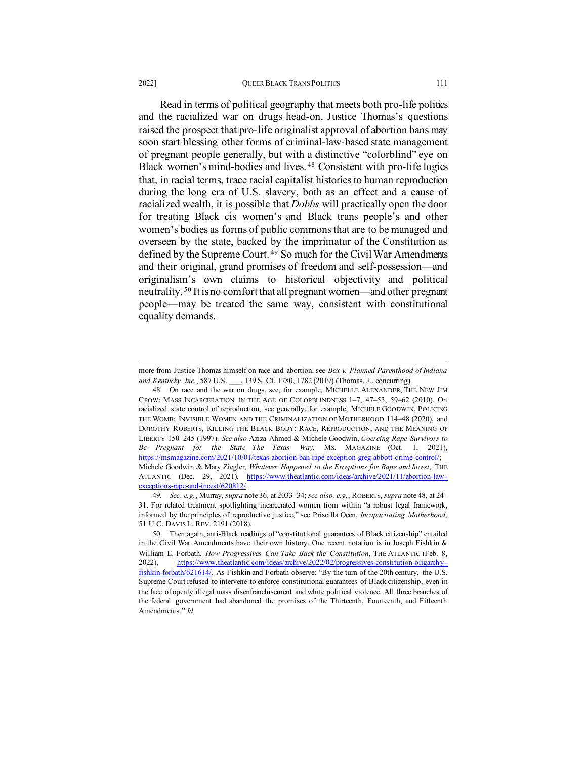Read in terms of political geography that meets both pro-life politics and the racialized war on drugs head-on, Justice Thomas's questions raised the prospect that pro-life originalist approval of abortion bans may soon start blessing other forms of criminal-law-based state management of pregnant people generally, but with a distinctive "colorblind" eye on Black women's mind-bodies and lives.[48] Consistent with pro-life logics that, in racial terms, trace racial capitalist histories to human reproduction during the long era of U.S. slavery, both as an effect and a cause of racialized wealth, it is possible that *Dobbs* will practically open the door for treating Black cis women's and Black trans people's and other women's bodies as forms of public commons that are to be managed and overseen by the state, backed by the imprimatur of the Constitution as defined by the Supreme Court.[49] So much for the Civil War Amendments and their original, grand promises of freedom and self-possession—and originalism's own claims to historical objectivity and political neutrality.[50] It is no comfort that all pregnant women—and other pregnant people—may be treated the same way, consistent with constitutional equality demands.

---

more from Justice Thomas himself on race and abortion, see *Box v. Planned Parenthood of Indiana and Kentucky, Inc.*, 587 U.S. ___, 139 S. Ct. 1780, 1782 (2019) (Thomas, J., concurring).

48. On race and the war on drugs, see, for example, MICHELLE ALEXANDER, THE NEW JIM CROW: MASS INCARCERATION IN THE AGE OF COLORBLINDNESS 1–7, 47–53, 59–62 (2010). On racialized state control of reproduction, see generally, for example, MICHELE GOODWIN, POLICING THE WOMB: INVISIBLE WOMEN AND THE CRIMINALIZATION OF MOTHERHOOD 114–48 (2020), and DOROTHY ROBERTS, KILLING THE BLACK BODY: RACE, REPRODUCTION, AND THE MEANING OF LIBERTY 150–245 (1997). *See also* Aziza Ahmed & Michele Goodwin, *Coercing Rape Survivors to Be Pregnant for the State—The Texas Way*, MS. MAGAZINE (Oct. 1, 2021), https://msmagazine.com/2021/10/01/texas-abortion-ban-rape-exception-greg-abbott-crime-control/; Michele Goodwin & Mary Ziegler, *Whatever Happened to the Exceptions for Rape and Incest*, THE ATLANTIC (Dec. 29, 2021), https://www.theatlantic.com/ideas/archive/2021/11/abortion-law-exceptions-rape-and-incest/620812/.

49. *See, e.g.*, Murray, *supra* note 36, at 2033–34; *see also, e.g.*, ROBERTS, *supra* note 48, at 24–31. For related treatment spotlighting incarcerated women from within "a robust legal framework, informed by the principles of reproductive justice," see Priscilla Ocen, *Incapacitating Motherhood*, 51 U.C. DAVIS L. REV. 2191 (2018).

50. Then again, anti-Black readings of "constitutional guarantees of Black citizenship" entailed in the Civil War Amendments have their own history. One recent notation is in Joseph Fishkin & William E. Forbath, *How Progressives Can Take Back the Constitution*, THE ATLANTIC (Feb. 8, 2022), https://www.theatlantic.com/ideas/archive/2022/02/progressives-constitution-oligarchy-fishkin-forbath/621614/. As Fishkin and Forbath observe: "By the turn of the 20th century, the U.S. Supreme Court refused to intervene to enforce constitutional guarantees of Black citizenship, even in the face of openly illegal mass disenfranchisement and white political violence. All three branches of the federal government had abandoned the promises of the Thirteenth, Fourteenth, and Fifteenth Amendments." *Id.*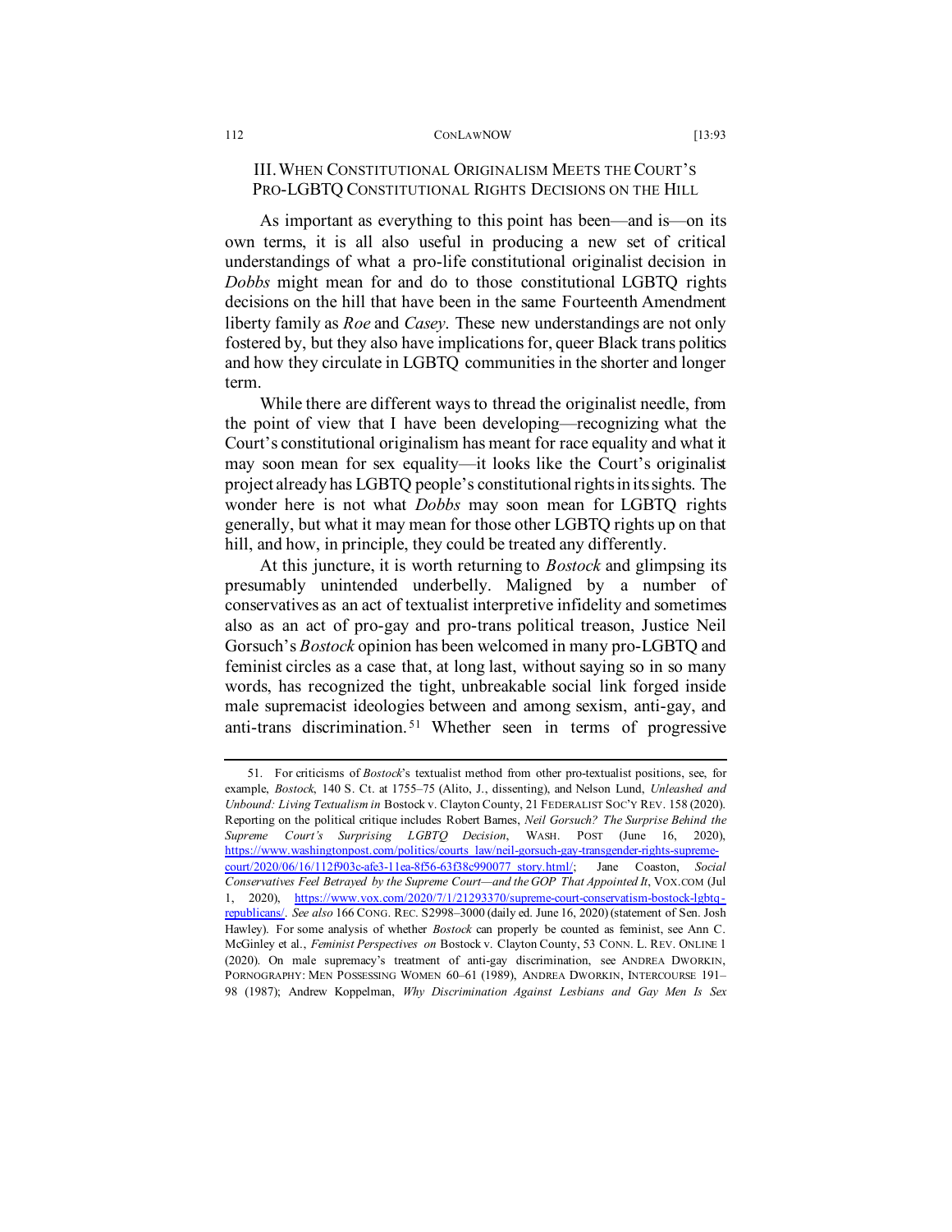## III. When Constitutional Originalism Meets the Court's Pro-LGBTQ Constitutional Rights Decisions on the Hill

As important as everything to this point has been—and is—on its own terms, it is all also useful in producing a new set of critical understandings of what a pro-life constitutional originalist decision in *Dobbs* might mean for and do to those constitutional LGBTQ rights decisions on the hill that have been in the same Fourteenth Amendment liberty family as *Roe* and *Casey*. These new understandings are not only fostered by, but they also have implications for, queer Black trans politics and how they circulate in LGBTQ communities in the shorter and longer term.

While there are different ways to thread the originalist needle, from the point of view that I have been developing—recognizing what the Court's constitutional originalism has meant for race equality and what it may soon mean for sex equality—it looks like the Court's originalist project already has LGBTQ people's constitutional rights in its sights. The wonder here is not what *Dobbs* may soon mean for LGBTQ rights generally, but what it may mean for those other LGBTQ rights up on that hill, and how, in principle, they could be treated any differently.

At this juncture, it is worth returning to *Bostock* and glimpsing its presumably unintended underbelly. Maligned by a number of conservatives as an act of textualist interpretive infidelity and sometimes also as an act of pro-gay and pro-trans political treason, Justice Neil Gorsuch's *Bostock* opinion has been welcomed in many pro-LGBTQ and feminist circles as a case that, at long last, without saying so in so many words, has recognized the tight, unbreakable social link forged inside male supremacist ideologies between and among sexism, anti-gay, and anti-trans discrimination.[51] Whether seen in terms of progressive

---

51. For criticisms of *Bostock*'s textualist method from other pro-textualist positions, see, for example, *Bostock*, 140 S. Ct. at 1755–75 (Alito, J., dissenting), and Nelson Lund, *Unleashed and Unbound: Living Textualism in* Bostock v. Clayton County, 21 FEDERALIST SOC'Y REV. 158 (2020). Reporting on the political critique includes Robert Barnes, *Neil Gorsuch? The Surprise Behind the Supreme Court's Surprising LGBTQ Decision*, WASH. POST (June 16, 2020), https://www.washingtonpost.com/politics/courts_law/neil-gorsuch-gay-transgender-rights-supreme-court/2020/06/16/112f903c-afe3-11ea-8f56-63f38c990077_story.html/; Jane Coaston, *Social Conservatives Feel Betrayed by the Supreme Court—and the GOP That Appointed It*, VOX.COM (Jul 1, 2020), https://www.vox.com/2020/7/1/21293370/supreme-court-conservatism-bostock-lgbtq-republicans/. *See also* 166 CONG. REC. S2998–3000 (daily ed. June 16, 2020) (statement of Sen. Josh Hawley). For some analysis of whether *Bostock* can properly be counted as feminist, see Ann C. McGinley et al., *Feminist Perspectives on* Bostock v. Clayton County, 53 CONN. L. REV. ONLINE 1 (2020). On male supremacy's treatment of anti-gay discrimination, see ANDREA DWORKIN, PORNOGRAPHY: MEN POSSESSING WOMEN 60–61 (1989), ANDREA DWORKIN, INTERCOURSE 191–98 (1987); Andrew Koppelman, *Why Discrimination Against Lesbians and Gay Men Is Sex*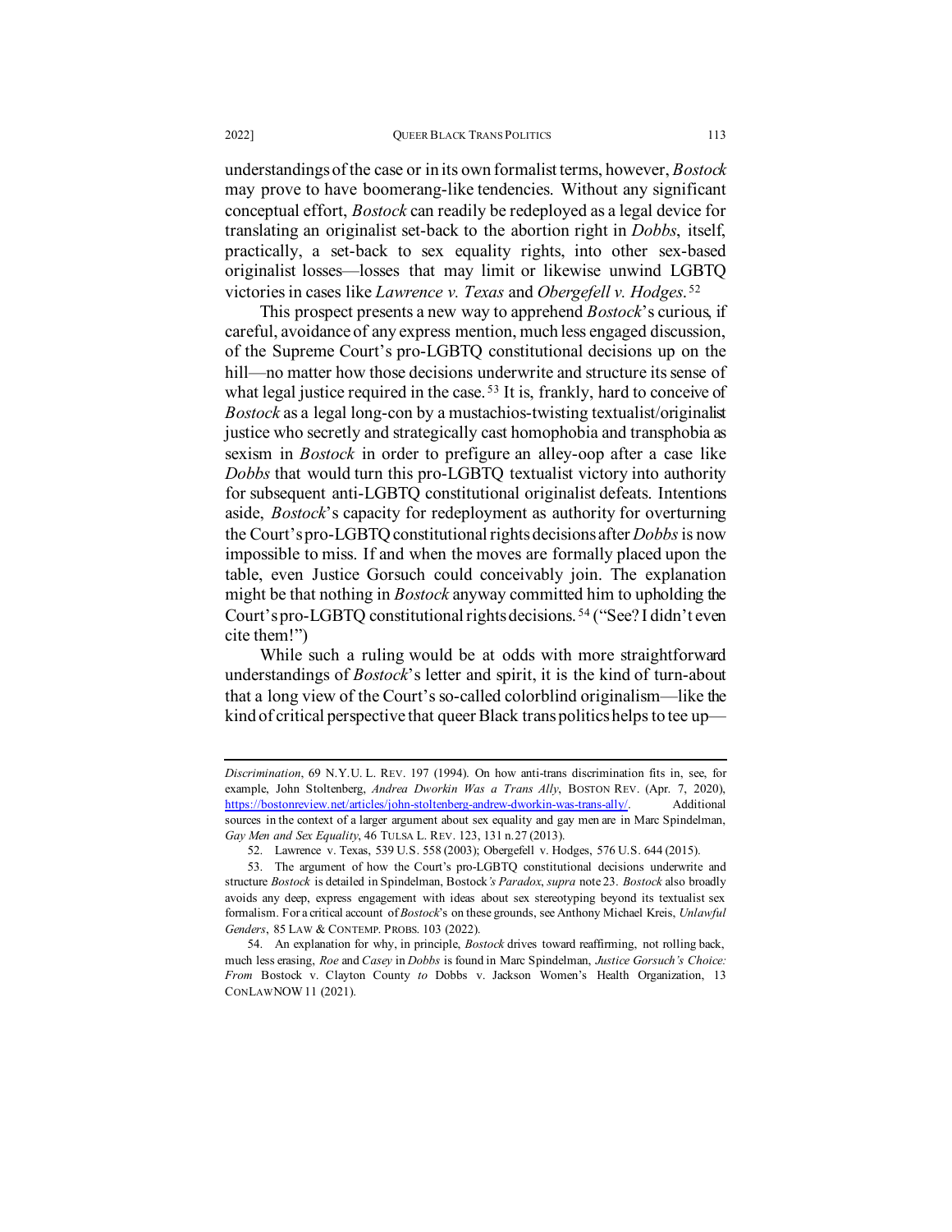understandings of the case or in its own formalist terms, however, *Bostock* may prove to have boomerang-like tendencies. Without any significant conceptual effort, *Bostock* can readily be redeployed as a legal device for translating an originalist set-back to the abortion right in *Dobbs*, itself, practically, a set-back to sex equality rights, into other sex-based originalist losses—losses that may limit or likewise unwind LGBTQ victories in cases like *Lawrence v. Texas* and *Obergefell v. Hodges*.[52]

This prospect presents a new way to apprehend *Bostock*'s curious, if careful, avoidance of any express mention, much less engaged discussion, of the Supreme Court's pro-LGBTQ constitutional decisions up on the hill—no matter how those decisions underwrite and structure its sense of what legal justice required in the case.[53] It is, frankly, hard to conceive of *Bostock* as a legal long-con by a mustachios-twisting textualist/originalist justice who secretly and strategically cast homophobia and transphobia as sexism in *Bostock* in order to prefigure an alley-oop after a case like *Dobbs* that would turn this pro-LGBTQ textualist victory into authority for subsequent anti-LGBTQ constitutional originalist defeats. Intentions aside, *Bostock*'s capacity for redeployment as authority for overturning the Court's pro-LGBTQ constitutional rights decisions after *Dobbs* is now impossible to miss. If and when the moves are formally placed upon the table, even Justice Gorsuch could conceivably join. The explanation might be that nothing in *Bostock* anyway committed him to upholding the Court's pro-LGBTQ constitutional rights decisions.[54] ("See? I didn't even cite them!")

While such a ruling would be at odds with more straightforward understandings of *Bostock*'s letter and spirit, it is the kind of turn-about that a long view of the Court's so-called colorblind originalism—like the kind of critical perspective that queer Black trans politics helps to tee up—

---

*Discrimination*, 69 N.Y.U. L. REV. 197 (1994). On how anti-trans discrimination fits in, see, for example, John Stoltenberg, *Andrea Dworkin Was a Trans Ally*, BOSTON REV. (Apr. 7, 2020), https://bostonreview.net/articles/john-stoltenberg-andrew-dworkin-was-trans-ally/. Additional sources in the context of a larger argument about sex equality and gay men are in Marc Spindelman, *Gay Men and Sex Equality*, 46 TULSA L. REV. 123, 131 n.27 (2013).

52. Lawrence v. Texas, 539 U.S. 558 (2003); Obergefell v. Hodges, 576 U.S. 644 (2015).

53. The argument of how the Court's pro-LGBTQ constitutional decisions underwrite and structure *Bostock* is detailed in Spindelman, Bostock*'s Paradox*, *supra* note 23. *Bostock* also broadly avoids any deep, express engagement with ideas about sex stereotyping beyond its textualist sex formalism. For a critical account of *Bostock*'s on these grounds, see Anthony Michael Kreis, *Unlawful Genders*, 85 LAW & CONTEMP. PROBS. 103 (2022).

54. An explanation for why, in principle, *Bostock* drives toward reaffirming, not rolling back, much less erasing, *Roe* and *Casey* in *Dobbs* is found in Marc Spindelman, *Justice Gorsuch's Choice: From* Bostock v. Clayton County *to* Dobbs v. Jackson Women's Health Organization, 13 CONLAWNOW 11 (2021).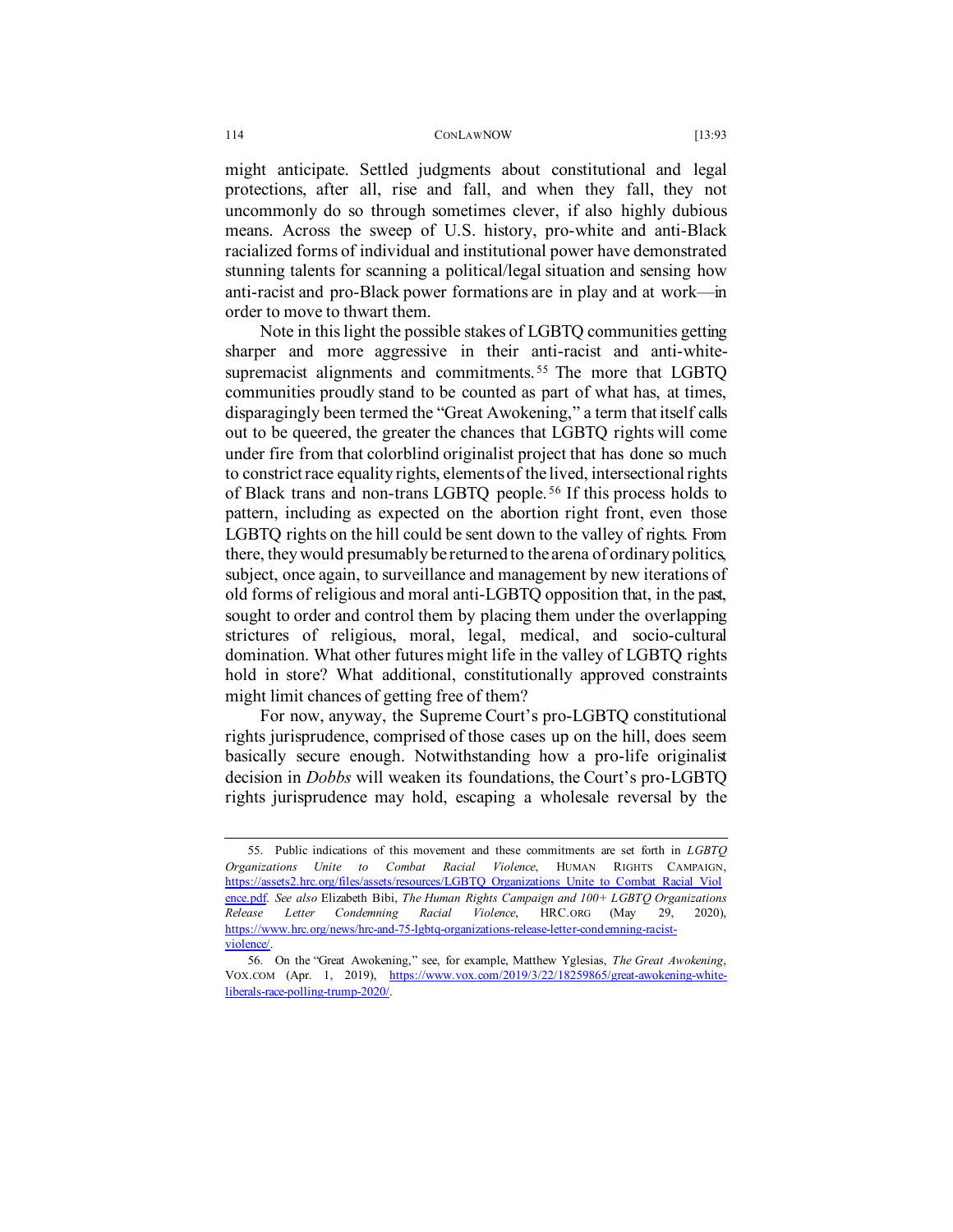might anticipate. Settled judgments about constitutional and legal protections, after all, rise and fall, and when they fall, they not uncommonly do so through sometimes clever, if also highly dubious means. Across the sweep of U.S. history, pro-white and anti-Black racialized forms of individual and institutional power have demonstrated stunning talents for scanning a political/legal situation and sensing how anti-racist and pro-Black power formations are in play and at work—in order to move to thwart them.

Note in this light the possible stakes of LGBTQ communities getting sharper and more aggressive in their anti-racist and anti-white-supremacist alignments and commitments.[55] The more that LGBTQ communities proudly stand to be counted as part of what has, at times, disparagingly been termed the "Great Awokening," a term that itself calls out to be queered, the greater the chances that LGBTQ rights will come under fire from that colorblind originalist project that has done so much to constrict race equality rights, elements of the lived, intersectional rights of Black trans and non-trans LGBTQ people.[56] If this process holds to pattern, including as expected on the abortion right front, even those LGBTQ rights on the hill could be sent down to the valley of rights. From there, they would presumably be returned to the arena of ordinary politics, subject, once again, to surveillance and management by new iterations of old forms of religious and moral anti-LGBTQ opposition that, in the past, sought to order and control them by placing them under the overlapping strictures of religious, moral, legal, medical, and socio-cultural domination. What other futures might life in the valley of LGBTQ rights hold in store? What additional, constitutionally approved constraints might limit chances of getting free of them?

For now, anyway, the Supreme Court's pro-LGBTQ constitutional rights jurisprudence, comprised of those cases up on the hill, does seem basically secure enough. Notwithstanding how a pro-life originalist decision in *Dobbs* will weaken its foundations, the Court's pro-LGBTQ rights jurisprudence may hold, escaping a wholesale reversal by the

---

55. Public indications of this movement and these commitments are set forth in *LGBTQ Organizations Unite to Combat Racial Violence*, HUMAN RIGHTS CAMPAIGN, https://assets2.hrc.org/files/assets/resources/LGBTQ_Organizations_Unite_to_Combat_Racial_Violence.pdf. *See also* Elizabeth Bibi, *The Human Rights Campaign and 100+ LGBTQ Organizations Release Letter Condemning Racial Violence*, HRC.ORG (May 29, 2020), https://www.hrc.org/news/hrc-and-75-lgbtq-organizations-release-letter-condemning-racist-violence/.

56. On the "Great Awokening," see, for example, Matthew Yglesias, *The Great Awokening*, VOX.COM (Apr. 1, 2019), https://www.vox.com/2019/3/22/18259865/great-awokening-white-liberals-race-polling-trump-2020/.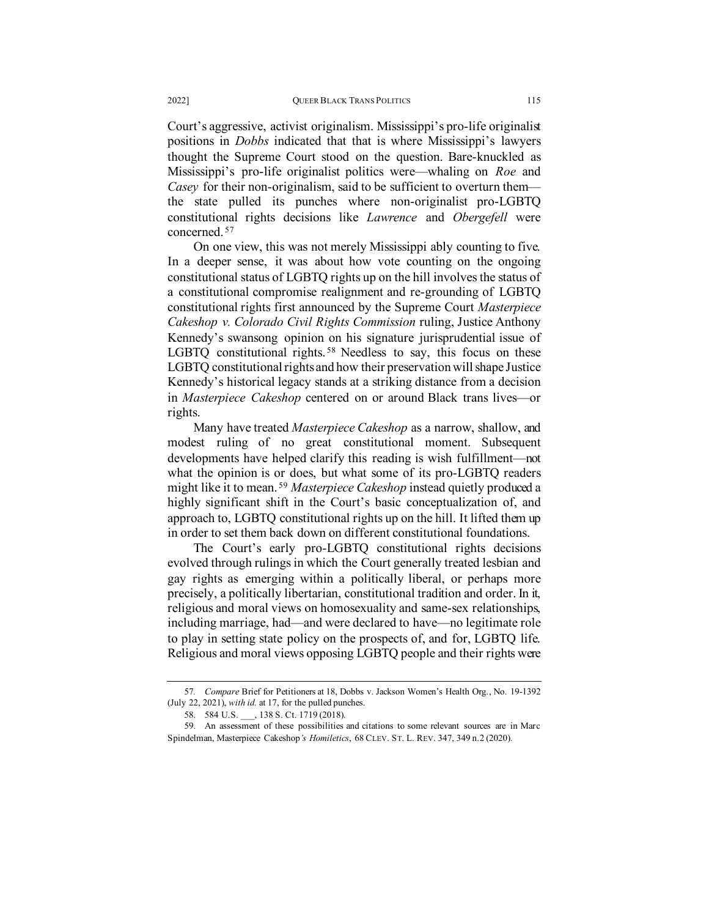Court's aggressive, activist originalism. Mississippi's pro-life originalist positions in *Dobbs* indicated that that is where Mississippi's lawyers thought the Supreme Court stood on the question. Bare-knuckled as Mississippi's pro-life originalist politics were—whaling on *Roe* and *Casey* for their non-originalism, said to be sufficient to overturn them—the state pulled its punches where non-originalist pro-LGBTQ constitutional rights decisions like *Lawrence* and *Obergefell* were concerned.[57]

On one view, this was not merely Mississippi ably counting to five. In a deeper sense, it was about how vote counting on the ongoing constitutional status of LGBTQ rights up on the hill involves the status of a constitutional compromise realignment and re-grounding of LGBTQ constitutional rights first announced by the Supreme Court *Masterpiece Cakeshop v. Colorado Civil Rights Commission* ruling, Justice Anthony Kennedy's swansong opinion on his signature jurisprudential issue of LGBTQ constitutional rights.[58] Needless to say, this focus on these LGBTQ constitutional rights and how their preservation will shape Justice Kennedy's historical legacy stands at a striking distance from a decision in *Masterpiece Cakeshop* centered on or around Black trans lives—or rights.

Many have treated *Masterpiece Cakeshop* as a narrow, shallow, and modest ruling of no great constitutional moment. Subsequent developments have helped clarify this reading is wish fulfillment—not what the opinion is or does, but what some of its pro-LGBTQ readers might like it to mean.[59] *Masterpiece Cakeshop* instead quietly produced a highly significant shift in the Court's basic conceptualization of, and approach to, LGBTQ constitutional rights up on the hill. It lifted them up in order to set them back down on different constitutional foundations.

The Court's early pro-LGBTQ constitutional rights decisions evolved through rulings in which the Court generally treated lesbian and gay rights as emerging within a politically liberal, or perhaps more precisely, a politically libertarian, constitutional tradition and order. In it, religious and moral views on homosexuality and same-sex relationships, including marriage, had—and were declared to have—no legitimate role to play in setting state policy on the prospects of, and for, LGBTQ life. Religious and moral views opposing LGBTQ people and their rights were

---

57. *Compare* Brief for Petitioners at 18, Dobbs v. Jackson Women's Health Org., No. 19-1392 (July 22, 2021), *with id.* at 17, for the pulled punches.

58. 584 U.S. \_\_\_, 138 S. Ct. 1719 (2018).

59. An assessment of these possibilities and citations to some relevant sources are in Marc Spindelman, Masterpiece Cakeshop*'s Homiletics*, 68 CLEV. ST. L. REV. 347, 349 n.2 (2020).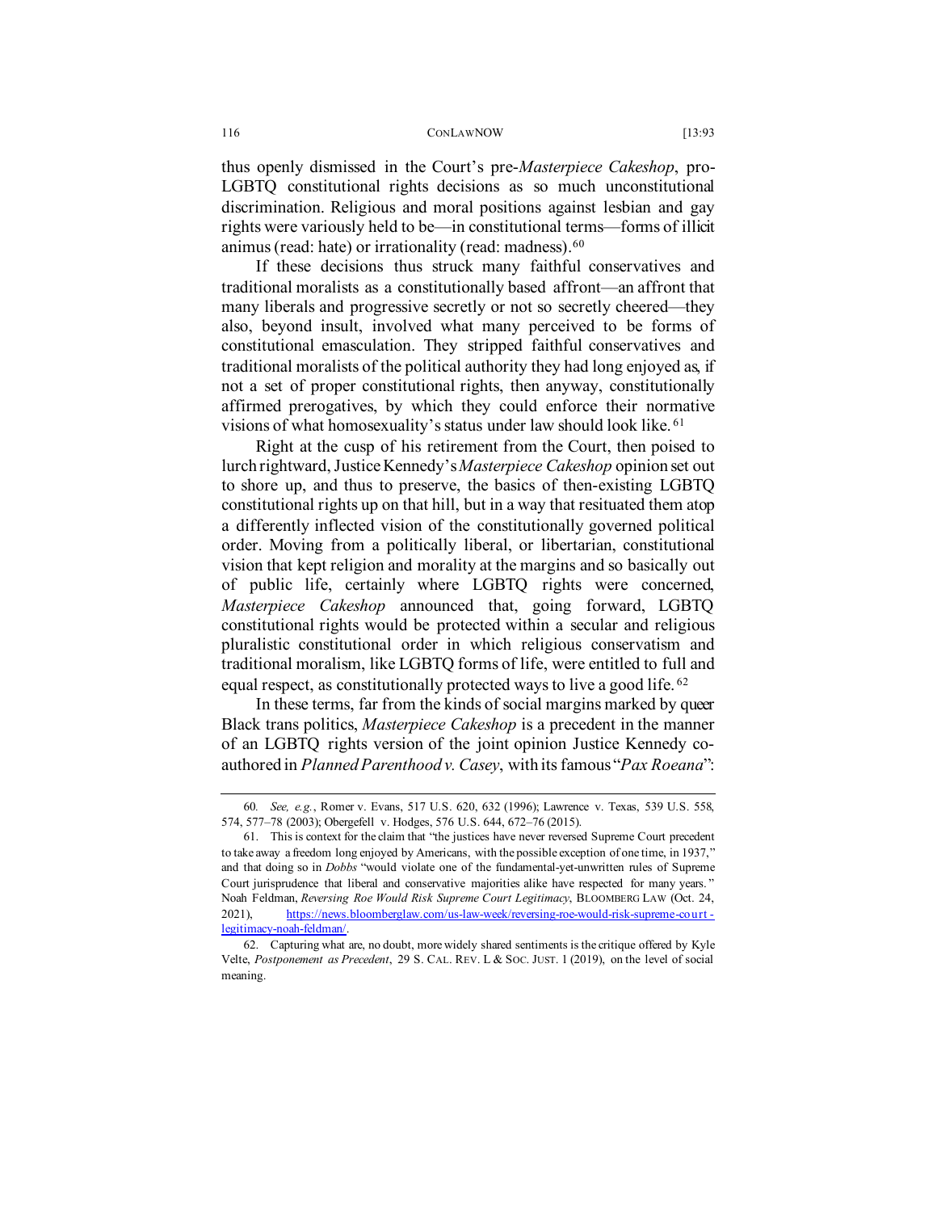thus openly dismissed in the Court's pre-*Masterpiece Cakeshop*, pro-LGBTQ constitutional rights decisions as so much unconstitutional discrimination. Religious and moral positions against lesbian and gay rights were variously held to be—in constitutional terms—forms of illicit animus (read: hate) or irrationality (read: madness).[60]

If these decisions thus struck many faithful conservatives and traditional moralists as a constitutionally based affront—an affront that many liberals and progressive secretly or not so secretly cheered—they also, beyond insult, involved what many perceived to be forms of constitutional emasculation. They stripped faithful conservatives and traditional moralists of the political authority they had long enjoyed as, if not a set of proper constitutional rights, then anyway, constitutionally affirmed prerogatives, by which they could enforce their normative visions of what homosexuality's status under law should look like.[61]

Right at the cusp of his retirement from the Court, then poised to lurch rightward, Justice Kennedy's *Masterpiece Cakeshop* opinion set out to shore up, and thus to preserve, the basics of then-existing LGBTQ constitutional rights up on that hill, but in a way that resituated them atop a differently inflected vision of the constitutionally governed political order. Moving from a politically liberal, or libertarian, constitutional vision that kept religion and morality at the margins and so basically out of public life, certainly where LGBTQ rights were concerned, *Masterpiece Cakeshop* announced that, going forward, LGBTQ constitutional rights would be protected within a secular and religious pluralistic constitutional order in which religious conservatism and traditional moralism, like LGBTQ forms of life, were entitled to full and equal respect, as constitutionally protected ways to live a good life.[62]

In these terms, far from the kinds of social margins marked by queer Black trans politics, *Masterpiece Cakeshop* is a precedent in the manner of an LGBTQ rights version of the joint opinion Justice Kennedy co-authored in *Planned Parenthood v. Casey*, with its famous "*Pax Roeana*":

---

60. *See, e.g.*, Romer v. Evans, 517 U.S. 620, 632 (1996); Lawrence v. Texas, 539 U.S. 558, 574, 577–78 (2003); Obergefell v. Hodges, 576 U.S. 644, 672–76 (2015).

61. This is context for the claim that "the justices have never reversed Supreme Court precedent to take away a freedom long enjoyed by Americans, with the possible exception of one time, in 1937," and that doing so in *Dobbs* "would violate one of the fundamental-yet-unwritten rules of Supreme Court jurisprudence that liberal and conservative majorities alike have respected for many years." Noah Feldman, *Reversing Roe Would Risk Supreme Court Legitimacy*, BLOOMBERG LAW (Oct. 24, 2021), https://news.bloomberglaw.com/us-law-week/reversing-roe-would-risk-supreme-court-legitimacy-noah-feldman/.

62. Capturing what are, no doubt, more widely shared sentiments is the critique offered by Kyle Velte, *Postponement as Precedent*, 29 S. CAL. REV. L & SOC. JUST. 1 (2019), on the level of social meaning.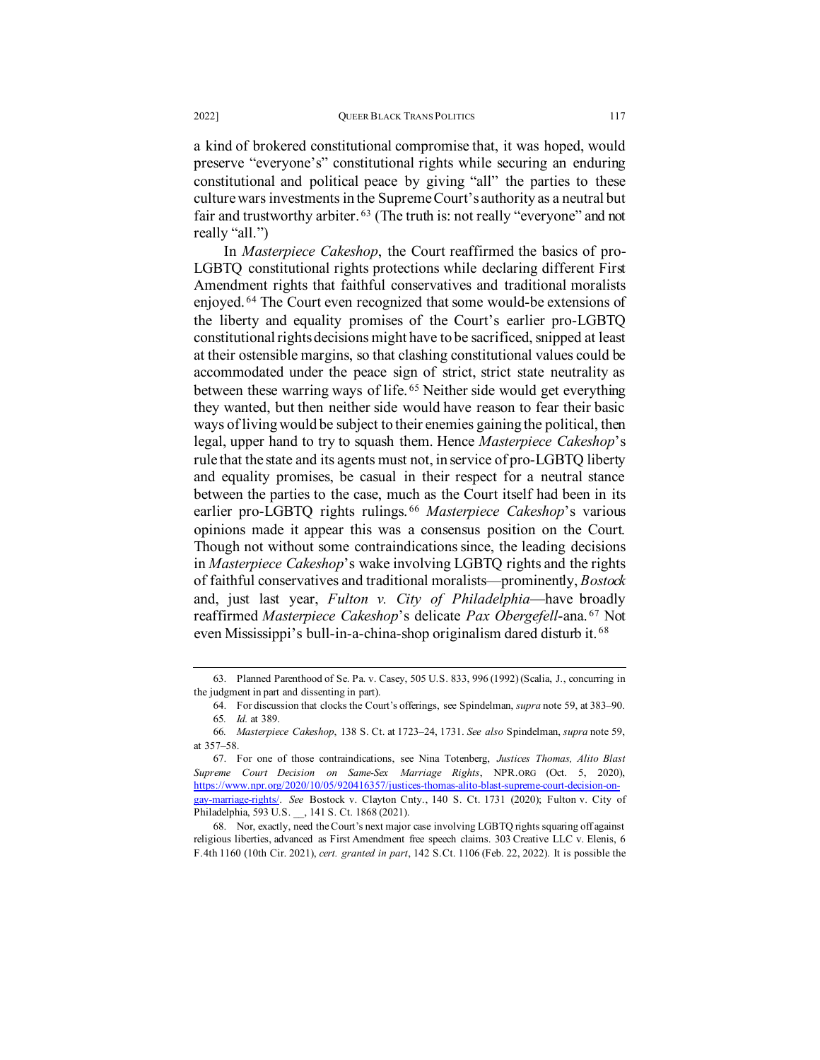a kind of brokered constitutional compromise that, it was hoped, would preserve "everyone's" constitutional rights while securing an enduring constitutional and political peace by giving "all" the parties to these culture wars investments in the Supreme Court's authority as a neutral but fair and trustworthy arbiter.[63] (The truth is: not really "everyone" and not really "all.")

In *Masterpiece Cakeshop*, the Court reaffirmed the basics of pro-LGBTQ constitutional rights protections while declaring different First Amendment rights that faithful conservatives and traditional moralists enjoyed.[64] The Court even recognized that some would-be extensions of the liberty and equality promises of the Court's earlier pro-LGBTQ constitutional rights decisions might have to be sacrificed, snipped at least at their ostensible margins, so that clashing constitutional values could be accommodated under the peace sign of strict, strict state neutrality as between these warring ways of life.[65] Neither side would get everything they wanted, but then neither side would have reason to fear their basic ways of living would be subject to their enemies gaining the political, then legal, upper hand to try to squash them. Hence *Masterpiece Cakeshop*'s rule that the state and its agents must not, in service of pro-LGBTQ liberty and equality promises, be casual in their respect for a neutral stance between the parties to the case, much as the Court itself had been in its earlier pro-LGBTQ rights rulings.[66] *Masterpiece Cakeshop*'s various opinions made it appear this was a consensus position on the Court. Though not without some contraindications since, the leading decisions in *Masterpiece Cakeshop*'s wake involving LGBTQ rights and the rights of faithful conservatives and traditional moralists—prominently, *Bostock* and, just last year, *Fulton v. City of Philadelphia*—have broadly reaffirmed *Masterpiece Cakeshop*'s delicate *Pax Obergefell*-ana.[67] Not even Mississippi's bull-in-a-china-shop originalism dared disturb it.[68]

---

63. Planned Parenthood of Se. Pa. v. Casey, 505 U.S. 833, 996 (1992) (Scalia, J., concurring in the judgment in part and dissenting in part).

64. For discussion that clocks the Court's offerings, see Spindelman, *supra* note 59, at 383–90.

65. *Id.* at 389.

66. *Masterpiece Cakeshop*, 138 S. Ct. at 1723–24, 1731. *See also* Spindelman, *supra* note 59, at 357–58.

67. For one of those contraindications, see Nina Totenberg, *Justices Thomas, Alito Blast Supreme Court Decision on Same-Sex Marriage Rights*, NPR.ORG (Oct. 5, 2020), https://www.npr.org/2020/10/05/920416357/justices-thomas-alito-blast-supreme-court-decision-on-gay-marriage-rights/. *See* Bostock v. Clayton Cnty., 140 S. Ct. 1731 (2020); Fulton v. City of Philadelphia, 593 U.S. __, 141 S. Ct. 1868 (2021).

68. Nor, exactly, need the Court's next major case involving LGBTQ rights squaring off against religious liberties, advanced as First Amendment free speech claims. 303 Creative LLC v. Elenis, 6 F.4th 1160 (10th Cir. 2021), *cert. granted in part*, 142 S.Ct. 1106 (Feb. 22, 2022). It is possible the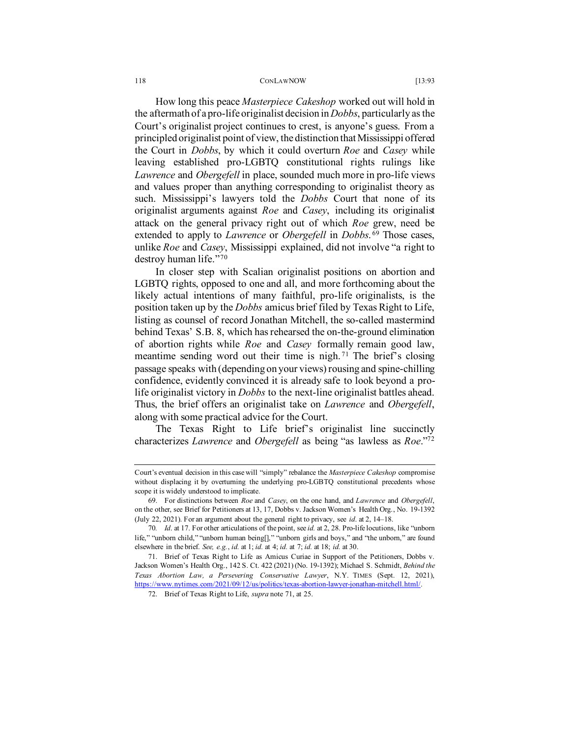How long this peace *Masterpiece Cakeshop* worked out will hold in the aftermath of a pro-life originalist decision in *Dobbs*, particularly as the Court's originalist project continues to crest, is anyone's guess. From a principled originalist point of view, the distinction that Mississippi offered the Court in *Dobbs*, by which it could overturn *Roe* and *Casey* while leaving established pro-LGBTQ constitutional rights rulings like *Lawrence* and *Obergefell* in place, sounded much more in pro-life views and values proper than anything corresponding to originalist theory as such. Mississippi's lawyers told the *Dobbs* Court that none of its originalist arguments against *Roe* and *Casey*, including its originalist attack on the general privacy right out of which *Roe* grew, need be extended to apply to *Lawrence* or *Obergefell* in *Dobbs*.[69] Those cases, unlike *Roe* and *Casey*, Mississippi explained, did not involve "a right to destroy human life."[70]

In closer step with Scalian originalist positions on abortion and LGBTQ rights, opposed to one and all, and more forthcoming about the likely actual intentions of many faithful, pro-life originalists, is the position taken up by the *Dobbs* amicus brief filed by Texas Right to Life, listing as counsel of record Jonathan Mitchell, the so-called mastermind behind Texas' S.B. 8, which has rehearsed the on-the-ground elimination of abortion rights while *Roe* and *Casey* formally remain good law, meantime sending word out their time is nigh.[71] The brief's closing passage speaks with (depending on your views) rousing and spine-chilling confidence, evidently convinced it is already safe to look beyond a pro-life originalist victory in *Dobbs* to the next-line originalist battles ahead. Thus, the brief offers an originalist take on *Lawrence* and *Obergefell*, along with some practical advice for the Court.

The Texas Right to Life brief's originalist line succinctly characterizes *Lawrence* and *Obergefell* as being "as lawless as *Roe*."[72]

---

Court's eventual decision in this case will "simply" rebalance the *Masterpiece Cakeshop* compromise without displacing it by overturning the underlying pro-LGBTQ constitutional precedents whose scope it is widely understood to implicate.

69. For distinctions between *Roe* and *Casey*, on the one hand, and *Lawrence* and *Obergefell*, on the other, see Brief for Petitioners at 13, 17, Dobbs v. Jackson Women's Health Org., No. 19-1392 (July 22, 2021). For an argument about the general right to privacy, see *id*. at 2, 14–18.

70. *Id.* at 17. For other articulations of the point, see *id.* at 2, 28. Pro-life locutions, like "unborn life," "unborn child," "unborn human being[]," "unborn girls and boys," and "the unborn," are found elsewhere in the brief. *See, e.g.*, *id.* at 1; *id.* at 4; *id.* at 7; *id.* at 18; *id.* at 30.

71. Brief of Texas Right to Life as Amicus Curiae in Support of the Petitioners, Dobbs v. Jackson Women's Health Org., 142 S. Ct. 422 (2021) (No. 19-1392); Michael S. Schmidt, *Behind the Texas Abortion Law, a Persevering Conservative Lawyer*, N.Y. TIMES (Sept. 12, 2021), https://www.nytimes.com/2021/09/12/us/politics/texas-abortion-lawyer-jonathan-mitchell.html/.

72. Brief of Texas Right to Life, *supra* note 71, at 25.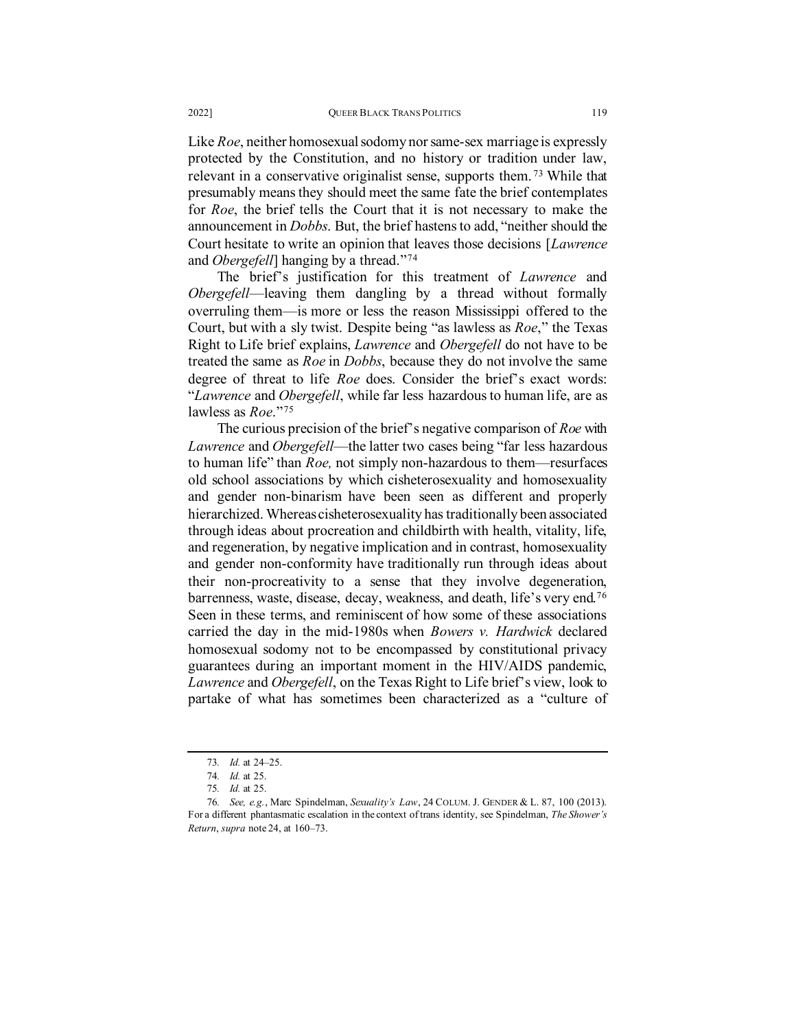Like *Roe*, neither homosexual sodomy nor same-sex marriage is expressly protected by the Constitution, and no history or tradition under law, relevant in a conservative originalist sense, supports them.[73] While that presumably means they should meet the same fate the brief contemplates for *Roe*, the brief tells the Court that it is not necessary to make the announcement in *Dobbs*. But, the brief hastens to add, "neither should the Court hesitate to write an opinion that leaves those decisions [*Lawrence* and *Obergefell*] hanging by a thread."[74]

The brief's justification for this treatment of *Lawrence* and *Obergefell*—leaving them dangling by a thread without formally overruling them—is more or less the reason Mississippi offered to the Court, but with a sly twist. Despite being "as lawless as *Roe*," the Texas Right to Life brief explains, *Lawrence* and *Obergefell* do not have to be treated the same as *Roe* in *Dobbs*, because they do not involve the same degree of threat to life *Roe* does. Consider the brief's exact words: "*Lawrence* and *Obergefell*, while far less hazardous to human life, are as lawless as *Roe*."[75]

The curious precision of the brief's negative comparison of *Roe* with *Lawrence* and *Obergefell*—the latter two cases being "far less hazardous to human life" than *Roe*, not simply non-hazardous to them—resurfaces old school associations by which cisheterosexuality and homosexuality and gender non-binarism have been seen as different and properly hierarchized. Whereas cisheterosexuality has traditionally been associated through ideas about procreation and childbirth with health, vitality, life, and regeneration, by negative implication and in contrast, homosexuality and gender non-conformity have traditionally run through ideas about their non-procreativity to a sense that they involve degeneration, barrenness, waste, disease, decay, weakness, and death, life's very end.[76] Seen in these terms, and reminiscent of how some of these associations carried the day in the mid-1980s when *Bowers v. Hardwick* declared homosexual sodomy not to be encompassed by constitutional privacy guarantees during an important moment in the HIV/AIDS pandemic, *Lawrence* and *Obergefell*, on the Texas Right to Life brief's view, look to partake of what has sometimes been characterized as a "culture of

---

73. *Id.* at 24–25.

74. *Id.* at 25.

75. *Id.* at 25.

76. *See, e.g.*, Marc Spindelman, *Sexuality's Law*, 24 COLUM. J. GENDER & L. 87, 100 (2013). For a different phantasmatic escalation in the context of trans identity, see Spindelman, *The Shower's Return*, *supra* note 24, at 160–73.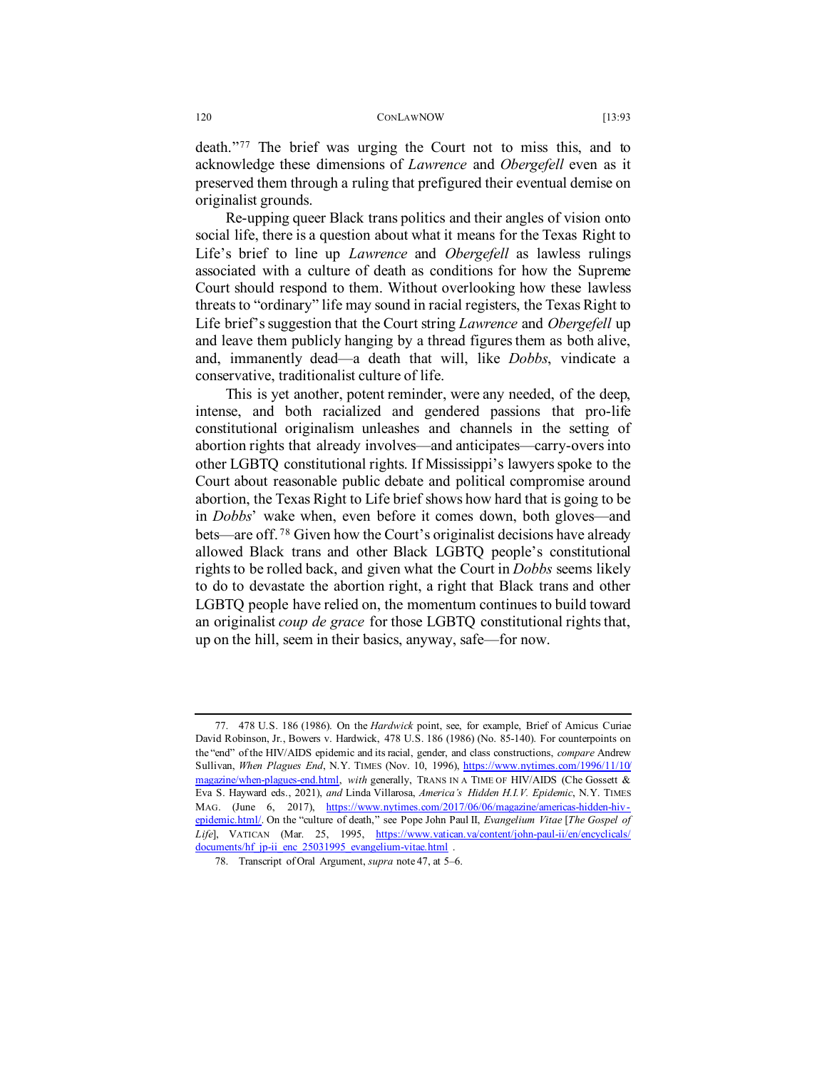death."[77] The brief was urging the Court not to miss this, and to acknowledge these dimensions of *Lawrence* and *Obergefell* even as it preserved them through a ruling that prefigured their eventual demise on originalist grounds.

Re-upping queer Black trans politics and their angles of vision onto social life, there is a question about what it means for the Texas Right to Life's brief to line up *Lawrence* and *Obergefell* as lawless rulings associated with a culture of death as conditions for how the Supreme Court should respond to them. Without overlooking how these lawless threats to "ordinary" life may sound in racial registers, the Texas Right to Life brief's suggestion that the Court string *Lawrence* and *Obergefell* up and leave them publicly hanging by a thread figures them as both alive, and, immanently dead—a death that will, like *Dobbs*, vindicate a conservative, traditionalist culture of life.

This is yet another, potent reminder, were any needed, of the deep, intense, and both racialized and gendered passions that pro-life constitutional originalism unleashes and channels in the setting of abortion rights that already involves—and anticipates—carry-overs into other LGBTQ constitutional rights. If Mississippi's lawyers spoke to the Court about reasonable public debate and political compromise around abortion, the Texas Right to Life brief shows how hard that is going to be in *Dobbs*' wake when, even before it comes down, both gloves—and bets—are off.[78] Given how the Court's originalist decisions have already allowed Black trans and other Black LGBTQ people's constitutional rights to be rolled back, and given what the Court in *Dobbs* seems likely to do to devastate the abortion right, a right that Black trans and other LGBTQ people have relied on, the momentum continues to build toward an originalist *coup de grace* for those LGBTQ constitutional rights that, up on the hill, seem in their basics, anyway, safe—for now.

---

77. 478 U.S. 186 (1986). On the *Hardwick* point, see, for example, Brief of Amicus Curiae David Robinson, Jr., Bowers v. Hardwick, 478 U.S. 186 (1986) (No. 85-140). For counterpoints on the "end" of the HIV/AIDS epidemic and its racial, gender, and class constructions, *compare* Andrew Sullivan, *When Plagues End*, N.Y. TIMES (Nov. 10, 1996), https://www.nytimes.com/1996/11/10/magazine/when-plagues-end.html, *with* generally, TRANS IN A TIME OF HIV/AIDS (Che Gossett & Eva S. Hayward eds., 2021), *and* Linda Villarosa, *America's Hidden H.I.V. Epidemic*, N.Y. TIMES MAG. (June 6, 2017), https://www.nytimes.com/2017/06/06/magazine/americas-hidden-hiv-epidemic.html/. On the "culture of death," see Pope John Paul II, *Evangelium Vitae* [*The Gospel of Life*], VATICAN (Mar. 25, 1995, https://www.vatican.va/content/john-paul-ii/en/encyclicals/documents/hf_jp-ii_enc_25031995_evangelium-vitae.html .

78. Transcript of Oral Argument, *supra* note 47, at 5–6.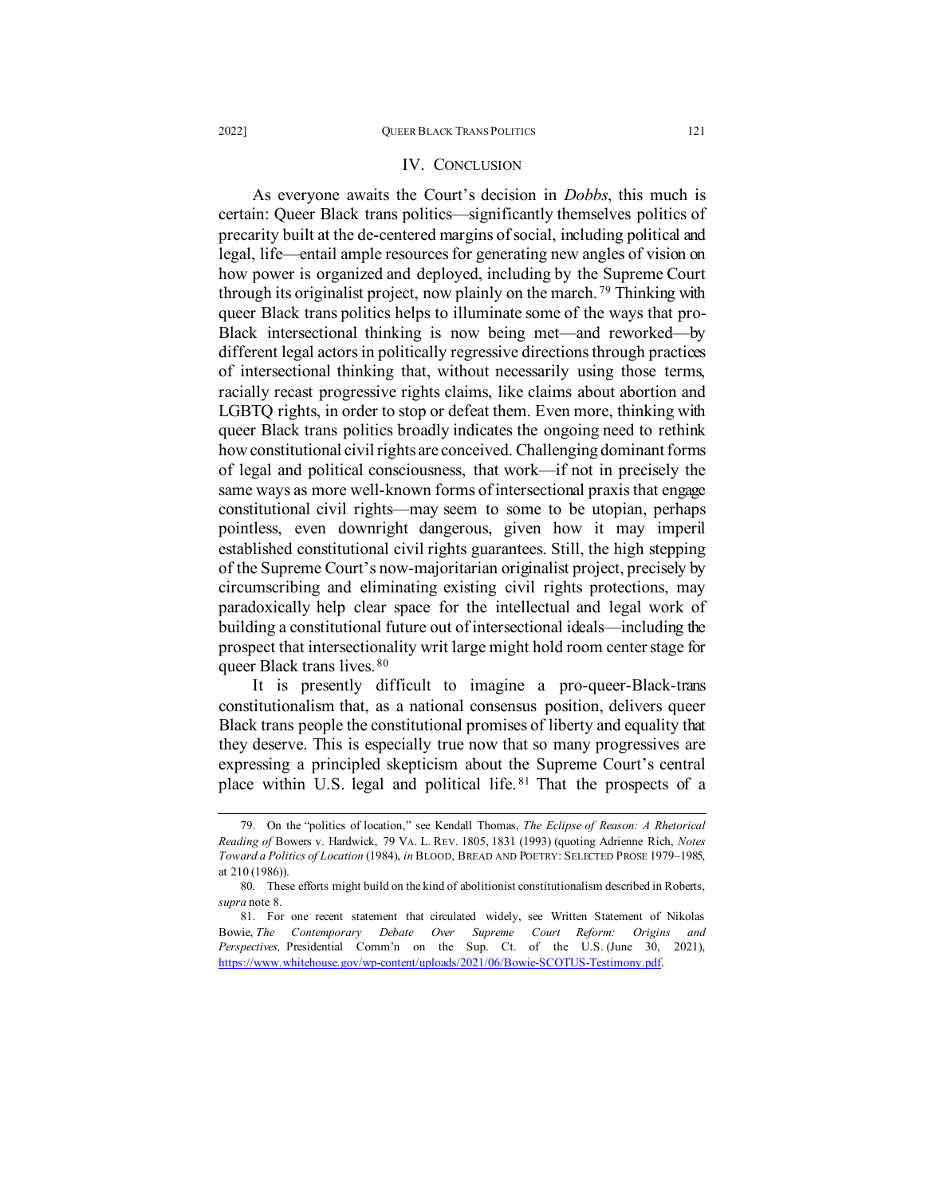## IV. CONCLUSION

As everyone awaits the Court's decision in *Dobbs*, this much is certain: Queer Black trans politics—significantly themselves politics of precarity built at the de-centered margins of social, including political and legal, life—entail ample resources for generating new angles of vision on how power is organized and deployed, including by the Supreme Court through its originalist project, now plainly on the march.[79] Thinking with queer Black trans politics helps to illuminate some of the ways that pro-Black intersectional thinking is now being met—and reworked—by different legal actors in politically regressive directions through practices of intersectional thinking that, without necessarily using those terms, racially recast progressive rights claims, like claims about abortion and LGBTQ rights, in order to stop or defeat them. Even more, thinking with queer Black trans politics broadly indicates the ongoing need to rethink how constitutional civil rights are conceived. Challenging dominant forms of legal and political consciousness, that work—if not in precisely the same ways as more well-known forms of intersectional praxis that engage constitutional civil rights—may seem to some to be utopian, perhaps pointless, even downright dangerous, given how it may imperil established constitutional civil rights guarantees. Still, the high stepping of the Supreme Court's now-majoritarian originalist project, precisely by circumscribing and eliminating existing civil rights protections, may paradoxically help clear space for the intellectual and legal work of building a constitutional future out of intersectional ideals—including the prospect that intersectionality writ large might hold room center stage for queer Black trans lives.[80]

It is presently difficult to imagine a pro-queer-Black-trans constitutionalism that, as a national consensus position, delivers queer Black trans people the constitutional promises of liberty and equality that they deserve. This is especially true now that so many progressives are expressing a principled skepticism about the Supreme Court's central place within U.S. legal and political life.[81] That the prospects of a

---

79. On the "politics of location," see Kendall Thomas, *The Eclipse of Reason: A Rhetorical Reading of* Bowers v. Hardwick, 79 VA. L. REV. 1805, 1831 (1993) (quoting Adrienne Rich, *Notes Toward a Politics of Location* (1984), *in* BLOOD, BREAD AND POETRY: SELECTED PROSE 1979–1985, at 210 (1986)).

80. These efforts might build on the kind of abolitionist constitutionalism described in Roberts, *supra* note 8.

81. For one recent statement that circulated widely, see Written Statement of Nikolas Bowie, *The Contemporary Debate Over Supreme Court Reform: Origins and Perspectives,* Presidential Comm'n on the Sup. Ct. of the U.S. (June 30, 2021), https://www.whitehouse.gov/wp-content/uploads/2021/06/Bowie-SCOTUS-Testimony.pdf.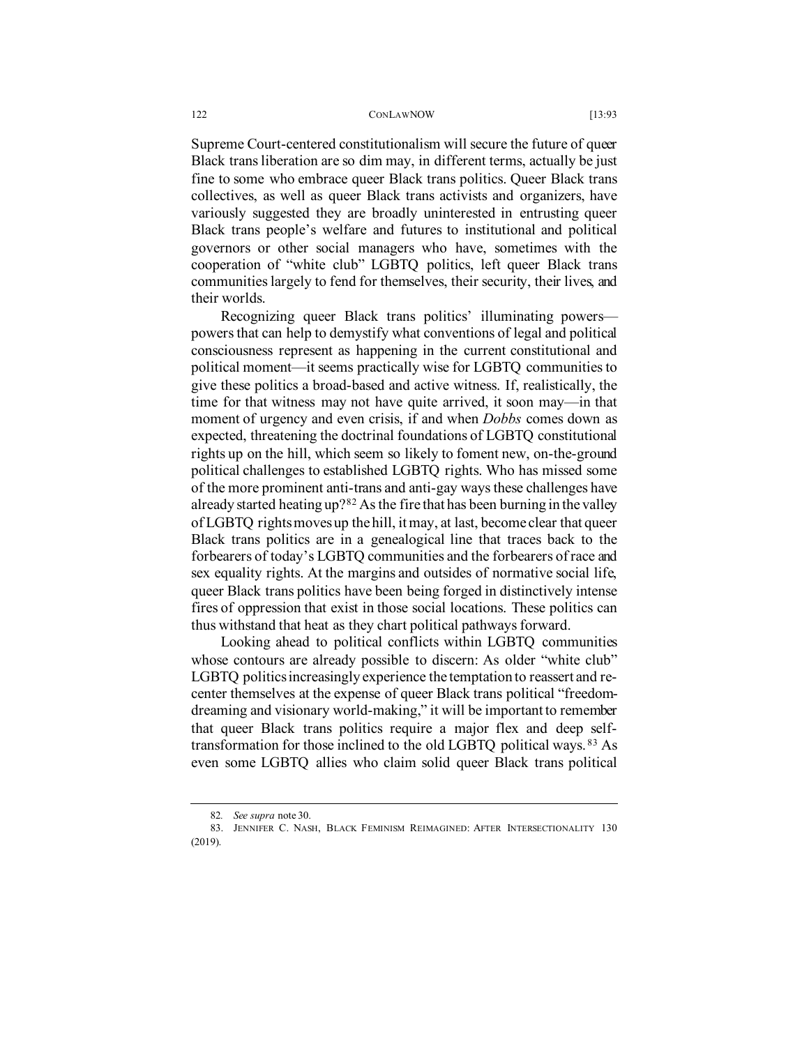Supreme Court-centered constitutionalism will secure the future of queer Black trans liberation are so dim may, in different terms, actually be just fine to some who embrace queer Black trans politics. Queer Black trans collectives, as well as queer Black trans activists and organizers, have variously suggested they are broadly uninterested in entrusting queer Black trans people's welfare and futures to institutional and political governors or other social managers who have, sometimes with the cooperation of "white club" LGBTQ politics, left queer Black trans communities largely to fend for themselves, their security, their lives, and their worlds.

Recognizing queer Black trans politics' illuminating powers—powers that can help to demystify what conventions of legal and political consciousness represent as happening in the current constitutional and political moment—it seems practically wise for LGBTQ communities to give these politics a broad-based and active witness. If, realistically, the time for that witness may not have quite arrived, it soon may—in that moment of urgency and even crisis, if and when *Dobbs* comes down as expected, threatening the doctrinal foundations of LGBTQ constitutional rights up on the hill, which seem so likely to foment new, on-the-ground political challenges to established LGBTQ rights. Who has missed some of the more prominent anti-trans and anti-gay ways these challenges have already started heating up?[82] As the fire that has been burning in the valley of LGBTQ rights moves up the hill, it may, at last, become clear that queer Black trans politics are in a genealogical line that traces back to the forbearers of today's LGBTQ communities and the forbearers of race and sex equality rights. At the margins and outsides of normative social life, queer Black trans politics have been being forged in distinctively intense fires of oppression that exist in those social locations. These politics can thus withstand that heat as they chart political pathways forward.

Looking ahead to political conflicts within LGBTQ communities whose contours are already possible to discern: As older "white club" LGBTQ politics increasingly experience the temptation to reassert and re-center themselves at the expense of queer Black trans political "freedom-dreaming and visionary world-making," it will be important to remember that queer Black trans politics require a major flex and deep self-transformation for those inclined to the old LGBTQ political ways.[83] As even some LGBTQ allies who claim solid queer Black trans political

---

82. *See supra* note 30.

83. JENNIFER C. NASH, BLACK FEMINISM REIMAGINED: AFTER INTERSECTIONALITY 130 (2019).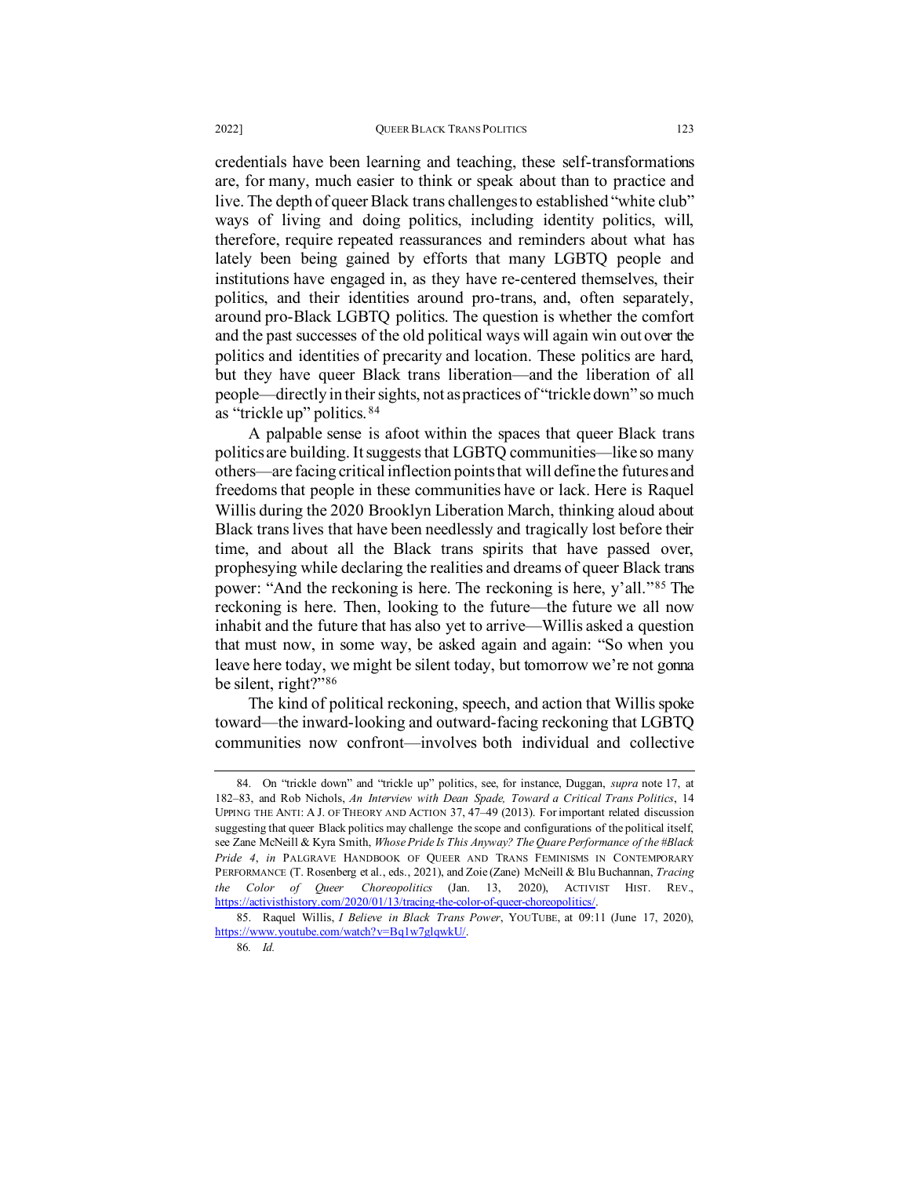credentials have been learning and teaching, these self-transformations are, for many, much easier to think or speak about than to practice and live. The depth of queer Black trans challenges to established "white club" ways of living and doing politics, including identity politics, will, therefore, require repeated reassurances and reminders about what has lately been being gained by efforts that many LGBTQ people and institutions have engaged in, as they have re-centered themselves, their politics, and their identities around pro-trans, and, often separately, around pro-Black LGBTQ politics. The question is whether the comfort and the past successes of the old political ways will again win out over the politics and identities of precarity and location. These politics are hard, but they have queer Black trans liberation—and the liberation of all people—directly in their sights, not as practices of "trickle down" so much as "trickle up" politics.[84]

A palpable sense is afoot within the spaces that queer Black trans politics are building. It suggests that LGBTQ communities—like so many others—are facing critical inflection points that will define the futures and freedoms that people in these communities have or lack. Here is Raquel Willis during the 2020 Brooklyn Liberation March, thinking aloud about Black trans lives that have been needlessly and tragically lost before their time, and about all the Black trans spirits that have passed over, prophesying while declaring the realities and dreams of queer Black trans power: "And the reckoning is here. The reckoning is here, y'all."[85] The reckoning is here. Then, looking to the future—the future we all now inhabit and the future that has also yet to arrive—Willis asked a question that must now, in some way, be asked again and again: "So when you leave here today, we might be silent today, but tomorrow we're not gonna be silent, right?"[86]

The kind of political reckoning, speech, and action that Willis spoke toward—the inward-looking and outward-facing reckoning that LGBTQ communities now confront—involves both individual and collective

---

84. On "trickle down" and "trickle up" politics, see, for instance, Duggan, *supra* note 17, at 182–83, and Rob Nichols, *An Interview with Dean Spade, Toward a Critical Trans Politics*, 14 UPPING THE ANTI: A J. OF THEORY AND ACTION 37, 47–49 (2013). For important related discussion suggesting that queer Black politics may challenge the scope and configurations of the political itself, see Zane McNeill & Kyra Smith, *Whose Pride Is This Anyway? The Quare Performance of the #Black Pride 4*, *in* PALGRAVE HANDBOOK OF QUEER AND TRANS FEMINISMS IN CONTEMPORARY PERFORMANCE (T. Rosenberg et al., eds., 2021), and Zoie (Zane) McNeill & Blu Buchannan, *Tracing the Color of Queer Choreopolitics* (Jan. 13, 2020), ACTIVIST HIST. REV., https://activisthistory.com/2020/01/13/tracing-the-color-of-queer-choreopolitics/.

85. Raquel Willis, *I Believe in Black Trans Power*, YOUTUBE, at 09:11 (June 17, 2020), https://www.youtube.com/watch?v=Bq1w7glqwkU/.

86. *Id.*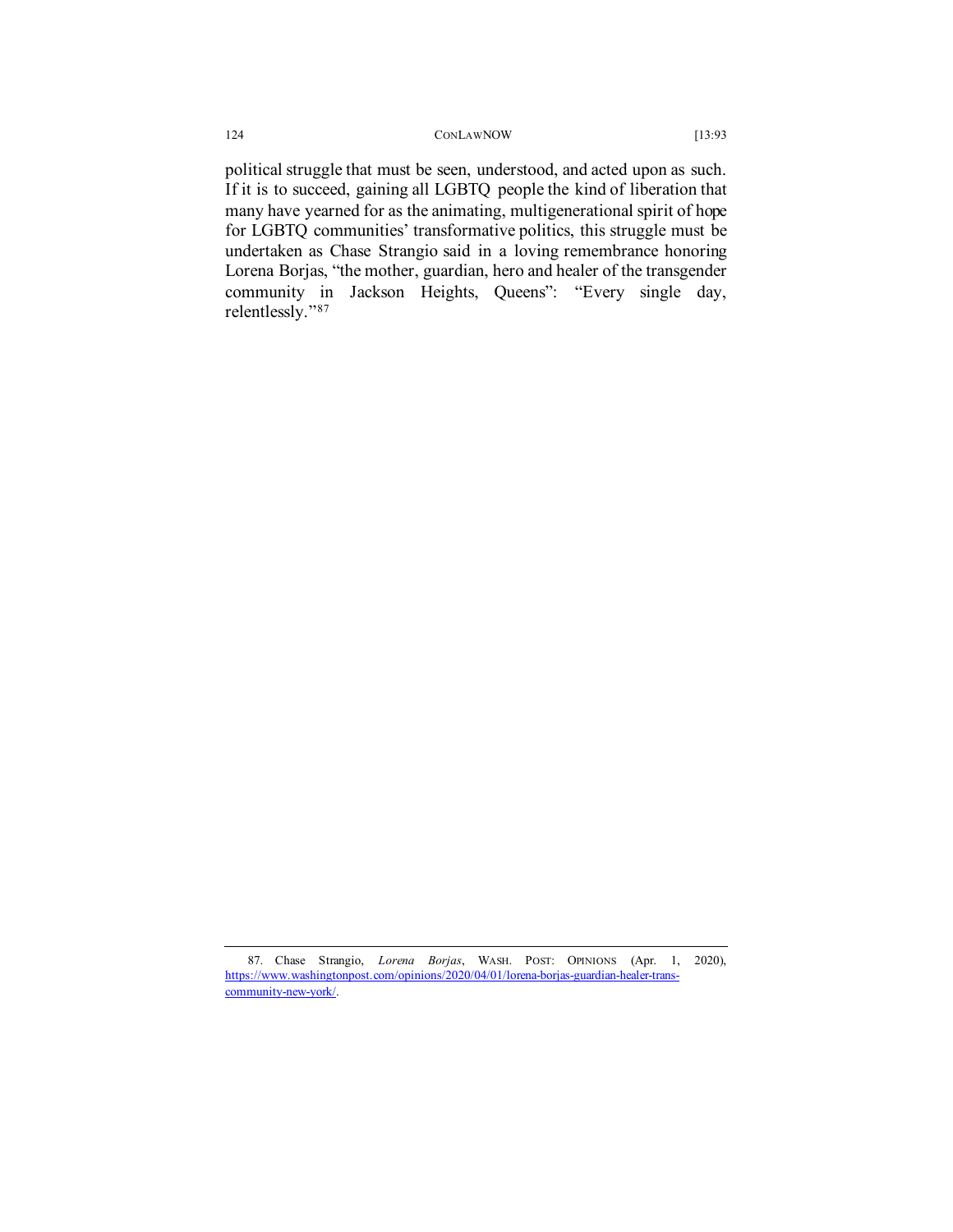political struggle that must be seen, understood, and acted upon as such. If it is to succeed, gaining all LGBTQ people the kind of liberation that many have yearned for as the animating, multigenerational spirit of hope for LGBTQ communities' transformative politics, this struggle must be undertaken as Chase Strangio said in a loving remembrance honoring Lorena Borjas, "the mother, guardian, hero and healer of the transgender community in Jackson Heights, Queens": "Every single day, relentlessly."[87]

---

87. Chase Strangio, *Lorena Borjas*, WASH. POST: OPINIONS (Apr. 1, 2020), https://www.washingtonpost.com/opinions/2020/04/01/lorena-borjas-guardian-healer-trans-community-new-york/.